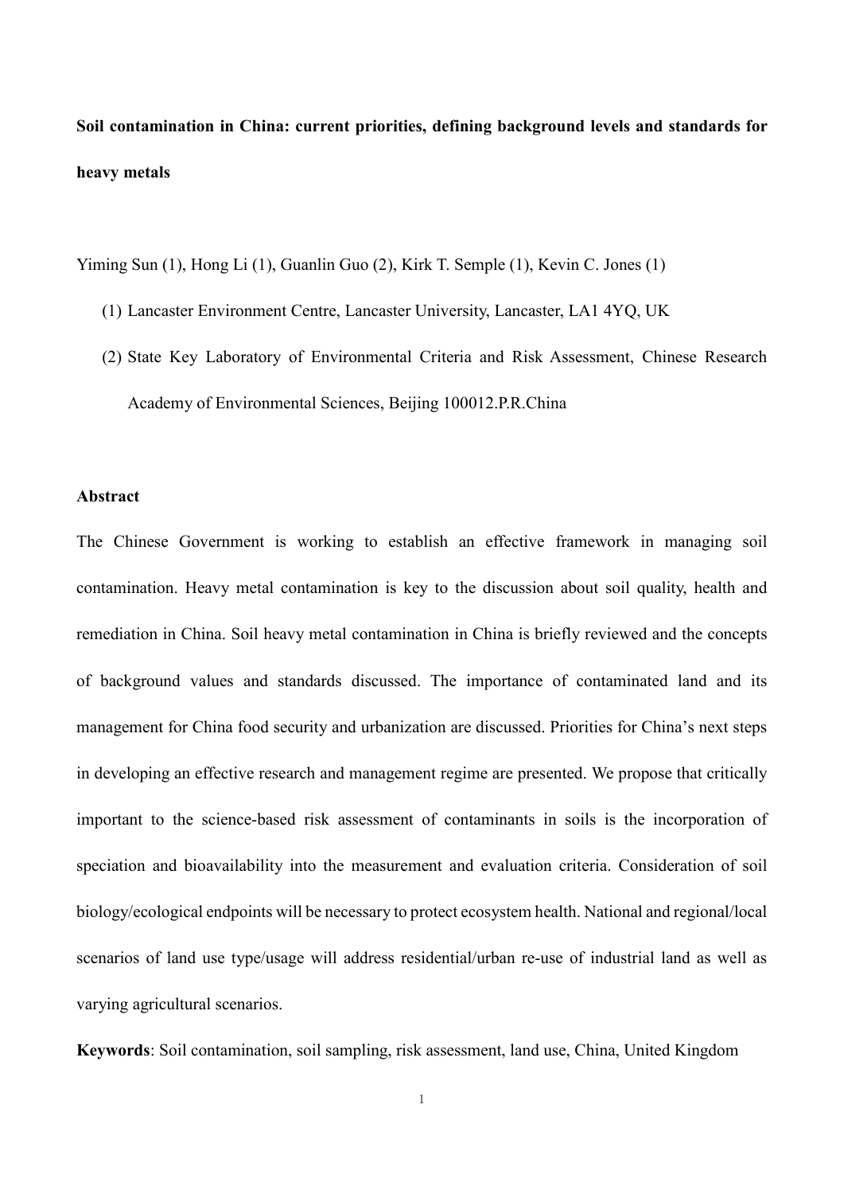# Soil contamination in China: current priorities, defining background levels and standards for heavy metals

Yiming Sun (1), Hong Li (1), Guanlin Guo (2), Kirk T. Semple (1), Kevin C. Jones (1)

1. Lancaster Environment Centre, Lancaster University, Lancaster, LA1 4YQ, UK
2. State Key Laboratory of Environmental Criteria and Risk Assessment, Chinese Research Academy of Environmental Sciences, Beijing 100012.P.R.China

## Abstract

The Chinese Government is working to establish an effective framework in managing soil contamination. Heavy metal contamination is key to the discussion about soil quality, health and remediation in China. Soil heavy metal contamination in China is briefly reviewed and the concepts of background values and standards discussed. The importance of contaminated land and its management for China food security and urbanization are discussed. Priorities for China's next steps in developing an effective research and management regime are presented. We propose that critically important to the science-based risk assessment of contaminants in soils is the incorporation of speciation and bioavailability into the measurement and evaluation criteria. Consideration of soil biology/ecological endpoints will be necessary to protect ecosystem health. National and regional/local scenarios of land use type/usage will address residential/urban re-use of industrial land as well as varying agricultural scenarios.

**Keywords**: Soil contamination, soil sampling, risk assessment, land use, China, United Kingdom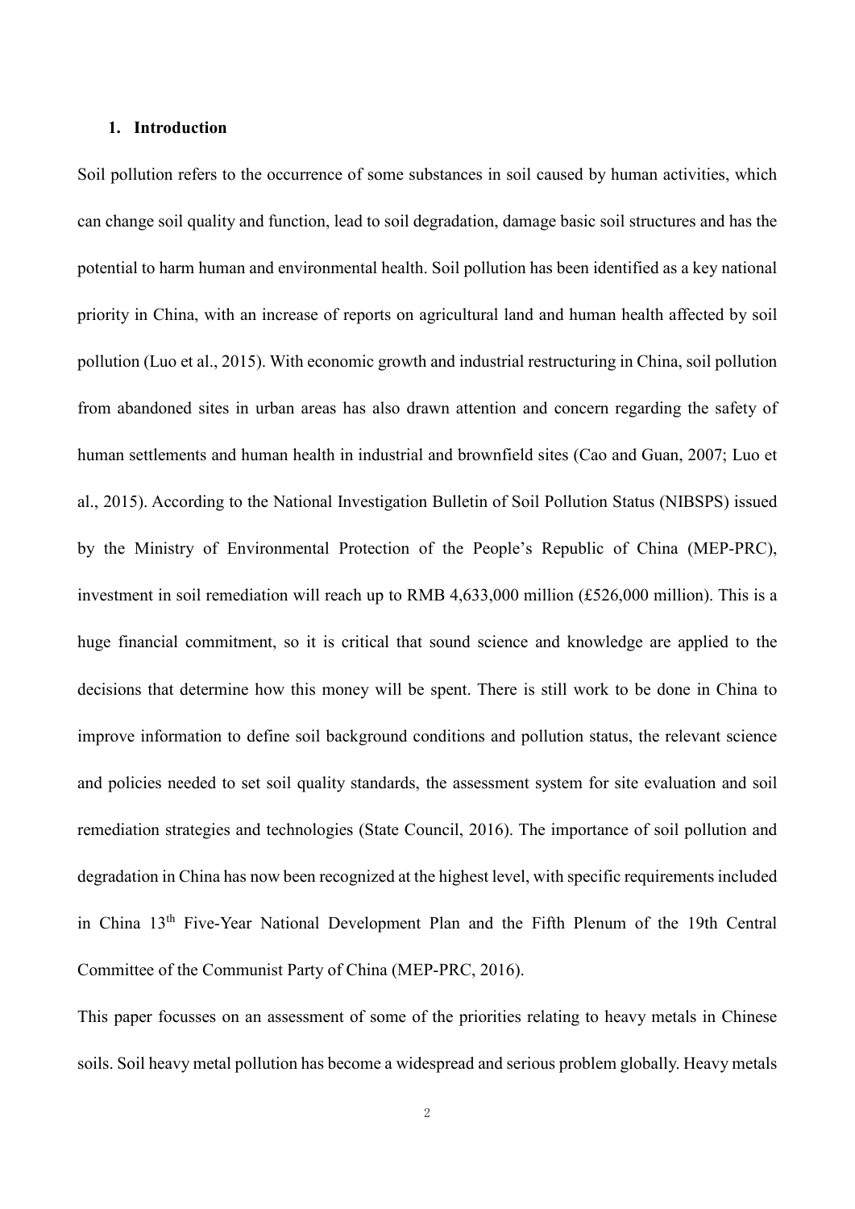## 1. Introduction

Soil pollution refers to the occurrence of some substances in soil caused by human activities, which can change soil quality and function, lead to soil degradation, damage basic soil structures and has the potential to harm human and environmental health. Soil pollution has been identified as a key national priority in China, with an increase of reports on agricultural land and human health affected by soil pollution (Luo et al., 2015). With economic growth and industrial restructuring in China, soil pollution from abandoned sites in urban areas has also drawn attention and concern regarding the safety of human settlements and human health in industrial and brownfield sites (Cao and Guan, 2007; Luo et al., 2015). According to the National Investigation Bulletin of Soil Pollution Status (NIBSPS) issued by the Ministry of Environmental Protection of the People's Republic of China (MEP-PRC), investment in soil remediation will reach up to RMB 4,633,000 million (£526,000 million). This is a huge financial commitment, so it is critical that sound science and knowledge are applied to the decisions that determine how this money will be spent. There is still work to be done in China to improve information to define soil background conditions and pollution status, the relevant science and policies needed to set soil quality standards, the assessment system for site evaluation and soil remediation strategies and technologies (State Council, 2016). The importance of soil pollution and degradation in China has now been recognized at the highest level, with specific requirements included in China 13th Five-Year National Development Plan and the Fifth Plenum of the 19th Central Committee of the Communist Party of China (MEP-PRC, 2016).

This paper focusses on an assessment of some of the priorities relating to heavy metals in Chinese soils. Soil heavy metal pollution has become a widespread and serious problem globally. Heavy metals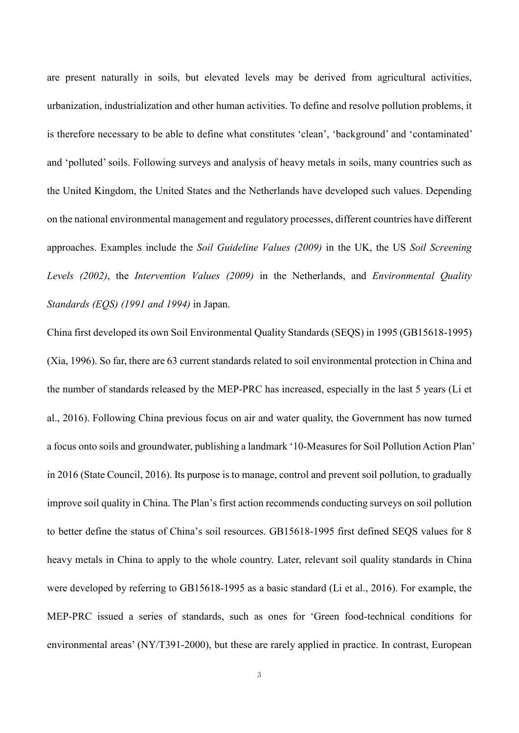are present naturally in soils, but elevated levels may be derived from agricultural activities, urbanization, industrialization and other human activities. To define and resolve pollution problems, it is therefore necessary to be able to define what constitutes 'clean', 'background' and 'contaminated' and 'polluted' soils. Following surveys and analysis of heavy metals in soils, many countries such as the United Kingdom, the United States and the Netherlands have developed such values. Depending on the national environmental management and regulatory processes, different countries have different approaches. Examples include the *Soil Guideline Values (2009)* in the UK, the US *Soil Screening Levels (2002)*, the *Intervention Values (2009)* in the Netherlands, and *Environmental Quality Standards (EQS) (1991 and 1994)* in Japan.

China first developed its own Soil Environmental Quality Standards (SEQS) in 1995 (GB15618-1995) (Xia, 1996). So far, there are 63 current standards related to soil environmental protection in China and the number of standards released by the MEP-PRC has increased, especially in the last 5 years (Li et al., 2016). Following China previous focus on air and water quality, the Government has now turned a focus onto soils and groundwater, publishing a landmark '10-Measures for Soil Pollution Action Plan' in 2016 (State Council, 2016). Its purpose is to manage, control and prevent soil pollution, to gradually improve soil quality in China. The Plan's first action recommends conducting surveys on soil pollution to better define the status of China's soil resources. GB15618-1995 first defined SEQS values for 8 heavy metals in China to apply to the whole country. Later, relevant soil quality standards in China were developed by referring to GB15618-1995 as a basic standard (Li et al., 2016). For example, the MEP-PRC issued a series of standards, such as ones for 'Green food-technical conditions for environmental areas' (NY/T391-2000), but these are rarely applied in practice. In contrast, European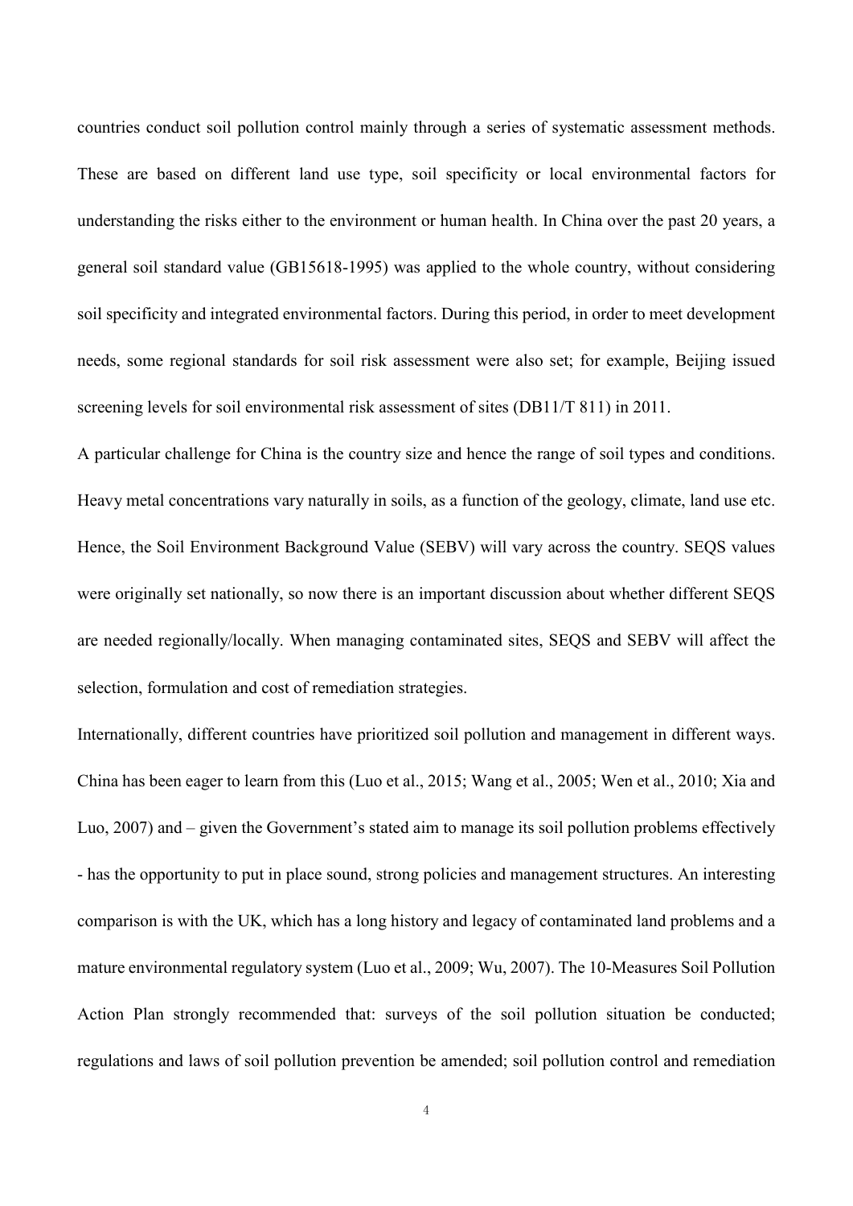countries conduct soil pollution control mainly through a series of systematic assessment methods. These are based on different land use type, soil specificity or local environmental factors for understanding the risks either to the environment or human health. In China over the past 20 years, a general soil standard value (GB15618-1995) was applied to the whole country, without considering soil specificity and integrated environmental factors. During this period, in order to meet development needs, some regional standards for soil risk assessment were also set; for example, Beijing issued screening levels for soil environmental risk assessment of sites (DB11/T 811) in 2011.

A particular challenge for China is the country size and hence the range of soil types and conditions. Heavy metal concentrations vary naturally in soils, as a function of the geology, climate, land use etc. Hence, the Soil Environment Background Value (SEBV) will vary across the country. SEQS values were originally set nationally, so now there is an important discussion about whether different SEQS are needed regionally/locally. When managing contaminated sites, SEQS and SEBV will affect the selection, formulation and cost of remediation strategies.

Internationally, different countries have prioritized soil pollution and management in different ways. China has been eager to learn from this (Luo et al., 2015; Wang et al., 2005; Wen et al., 2010; Xia and Luo, 2007) and – given the Government's stated aim to manage its soil pollution problems effectively - has the opportunity to put in place sound, strong policies and management structures. An interesting comparison is with the UK, which has a long history and legacy of contaminated land problems and a mature environmental regulatory system (Luo et al., 2009; Wu, 2007). The 10-Measures Soil Pollution Action Plan strongly recommended that: surveys of the soil pollution situation be conducted; regulations and laws of soil pollution prevention be amended; soil pollution control and remediation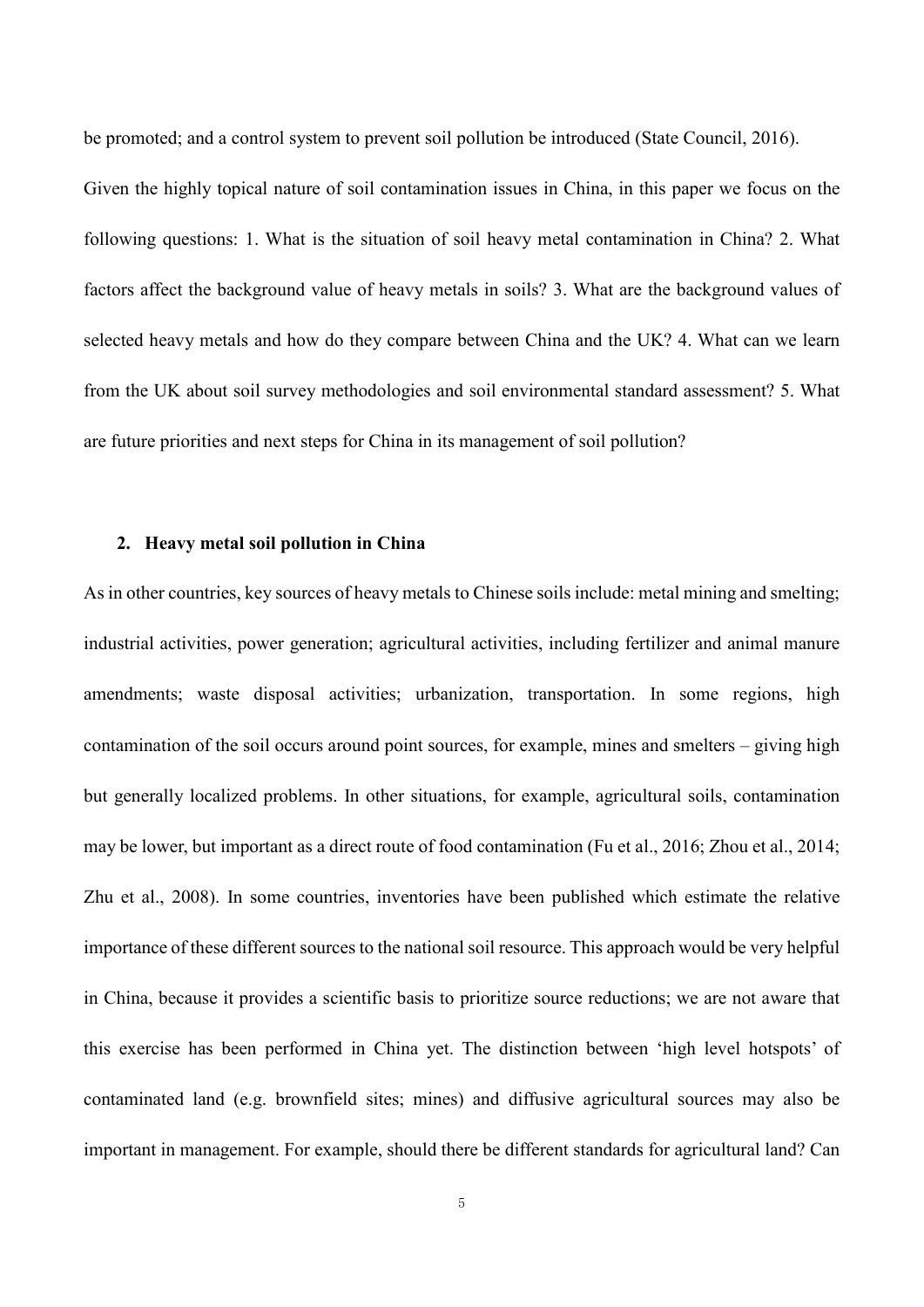be promoted; and a control system to prevent soil pollution be introduced (State Council, 2016).

Given the highly topical nature of soil contamination issues in China, in this paper we focus on the following questions: 1. What is the situation of soil heavy metal contamination in China? 2. What factors affect the background value of heavy metals in soils? 3. What are the background values of selected heavy metals and how do they compare between China and the UK? 4. What can we learn from the UK about soil survey methodologies and soil environmental standard assessment? 5. What are future priorities and next steps for China in its management of soil pollution?

## 2. Heavy metal soil pollution in China

As in other countries, key sources of heavy metals to Chinese soils include: metal mining and smelting; industrial activities, power generation; agricultural activities, including fertilizer and animal manure amendments; waste disposal activities; urbanization, transportation. In some regions, high contamination of the soil occurs around point sources, for example, mines and smelters – giving high but generally localized problems. In other situations, for example, agricultural soils, contamination may be lower, but important as a direct route of food contamination (Fu et al., 2016; Zhou et al., 2014; Zhu et al., 2008). In some countries, inventories have been published which estimate the relative importance of these different sources to the national soil resource. This approach would be very helpful in China, because it provides a scientific basis to prioritize source reductions; we are not aware that this exercise has been performed in China yet. The distinction between 'high level hotspots' of contaminated land (e.g. brownfield sites; mines) and diffusive agricultural sources may also be important in management. For example, should there be different standards for agricultural land? Can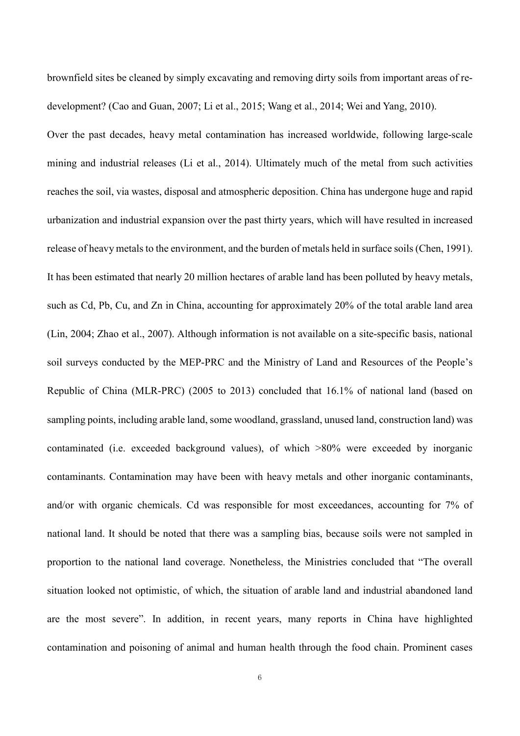brownfield sites be cleaned by simply excavating and removing dirty soils from important areas of re-development? (Cao and Guan, 2007; Li et al., 2015; Wang et al., 2014; Wei and Yang, 2010).

Over the past decades, heavy metal contamination has increased worldwide, following large-scale mining and industrial releases (Li et al., 2014). Ultimately much of the metal from such activities reaches the soil, via wastes, disposal and atmospheric deposition. China has undergone huge and rapid urbanization and industrial expansion over the past thirty years, which will have resulted in increased release of heavy metals to the environment, and the burden of metals held in surface soils (Chen, 1991). It has been estimated that nearly 20 million hectares of arable land has been polluted by heavy metals, such as Cd, Pb, Cu, and Zn in China, accounting for approximately 20% of the total arable land area (Lin, 2004; Zhao et al., 2007). Although information is not available on a site-specific basis, national soil surveys conducted by the MEP-PRC and the Ministry of Land and Resources of the People's Republic of China (MLR-PRC) (2005 to 2013) concluded that 16.1% of national land (based on sampling points, including arable land, some woodland, grassland, unused land, construction land) was contaminated (i.e. exceeded background values), of which >80% were exceeded by inorganic contaminants. Contamination may have been with heavy metals and other inorganic contaminants, and/or with organic chemicals. Cd was responsible for most exceedances, accounting for 7% of national land. It should be noted that there was a sampling bias, because soils were not sampled in proportion to the national land coverage. Nonetheless, the Ministries concluded that "The overall situation looked not optimistic, of which, the situation of arable land and industrial abandoned land are the most severe". In addition, in recent years, many reports in China have highlighted contamination and poisoning of animal and human health through the food chain. Prominent cases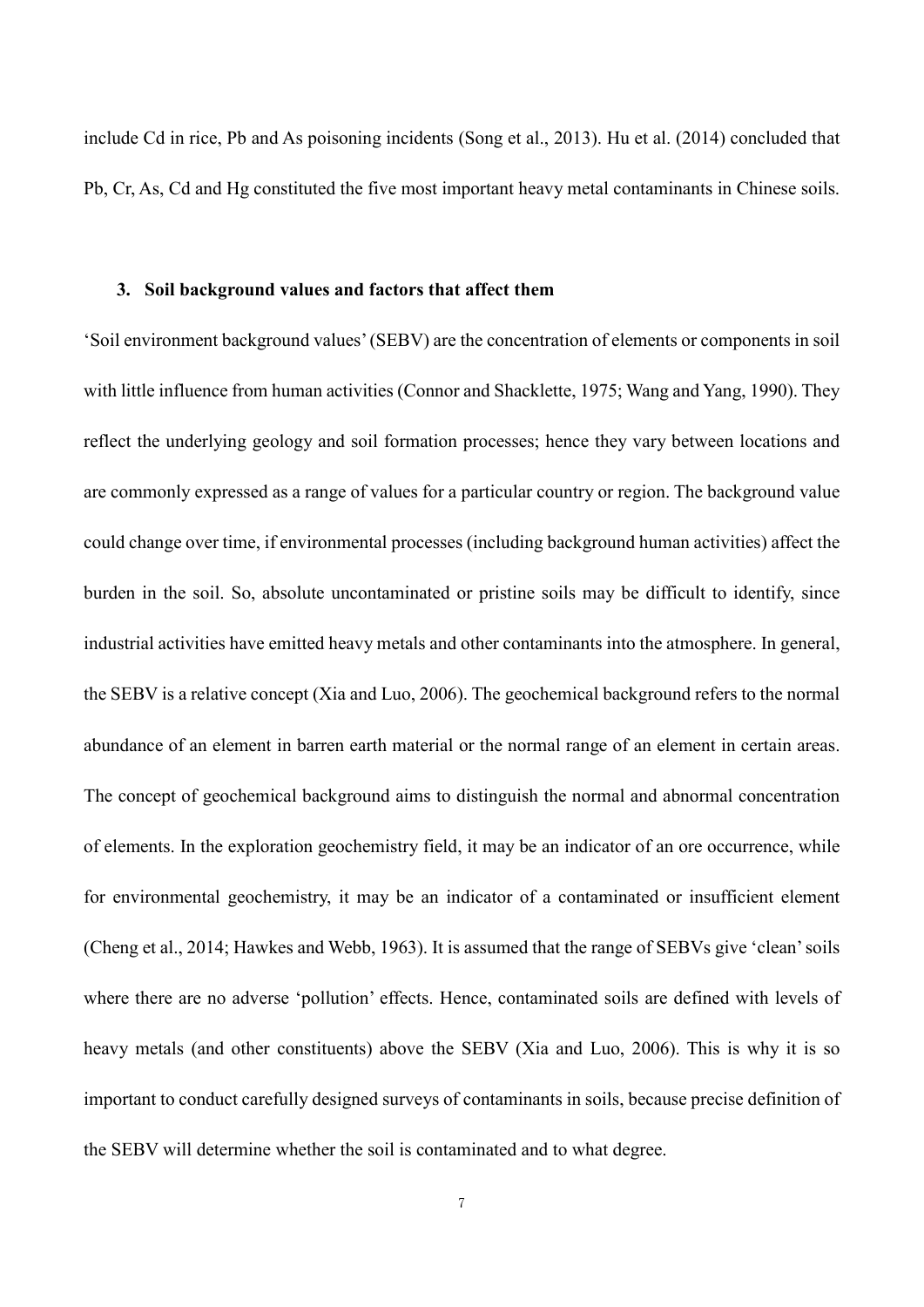include Cd in rice, Pb and As poisoning incidents (Song et al., 2013). Hu et al. (2014) concluded that Pb, Cr, As, Cd and Hg constituted the five most important heavy metal contaminants in Chinese soils.

## 3. Soil background values and factors that affect them

'Soil environment background values' (SEBV) are the concentration of elements or components in soil with little influence from human activities (Connor and Shacklette, 1975; Wang and Yang, 1990). They reflect the underlying geology and soil formation processes; hence they vary between locations and are commonly expressed as a range of values for a particular country or region. The background value could change over time, if environmental processes (including background human activities) affect the burden in the soil. So, absolute uncontaminated or pristine soils may be difficult to identify, since industrial activities have emitted heavy metals and other contaminants into the atmosphere. In general, the SEBV is a relative concept (Xia and Luo, 2006). The geochemical background refers to the normal abundance of an element in barren earth material or the normal range of an element in certain areas. The concept of geochemical background aims to distinguish the normal and abnormal concentration of elements. In the exploration geochemistry field, it may be an indicator of an ore occurrence, while for environmental geochemistry, it may be an indicator of a contaminated or insufficient element (Cheng et al., 2014; Hawkes and Webb, 1963). It is assumed that the range of SEBVs give 'clean' soils where there are no adverse 'pollution' effects. Hence, contaminated soils are defined with levels of heavy metals (and other constituents) above the SEBV (Xia and Luo, 2006). This is why it is so important to conduct carefully designed surveys of contaminants in soils, because precise definition of the SEBV will determine whether the soil is contaminated and to what degree.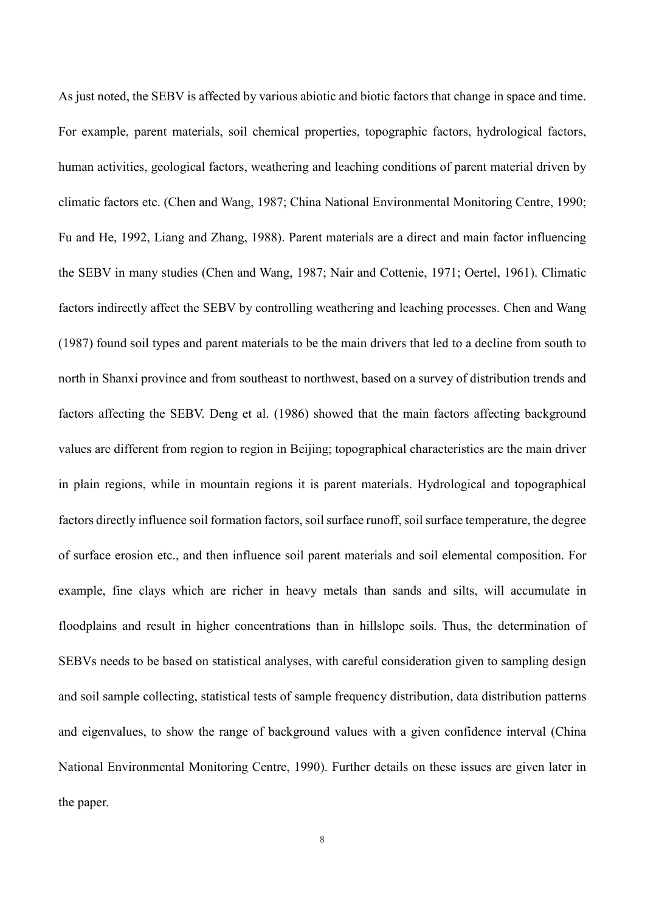As just noted, the SEBV is affected by various abiotic and biotic factors that change in space and time. For example, parent materials, soil chemical properties, topographic factors, hydrological factors, human activities, geological factors, weathering and leaching conditions of parent material driven by climatic factors etc. (Chen and Wang, 1987; China National Environmental Monitoring Centre, 1990; Fu and He, 1992, Liang and Zhang, 1988). Parent materials are a direct and main factor influencing the SEBV in many studies (Chen and Wang, 1987; Nair and Cottenie, 1971; Oertel, 1961). Climatic factors indirectly affect the SEBV by controlling weathering and leaching processes. Chen and Wang (1987) found soil types and parent materials to be the main drivers that led to a decline from south to north in Shanxi province and from southeast to northwest, based on a survey of distribution trends and factors affecting the SEBV. Deng et al. (1986) showed that the main factors affecting background values are different from region to region in Beijing; topographical characteristics are the main driver in plain regions, while in mountain regions it is parent materials. Hydrological and topographical factors directly influence soil formation factors, soil surface runoff, soil surface temperature, the degree of surface erosion etc., and then influence soil parent materials and soil elemental composition. For example, fine clays which are richer in heavy metals than sands and silts, will accumulate in floodplains and result in higher concentrations than in hillslope soils. Thus, the determination of SEBVs needs to be based on statistical analyses, with careful consideration given to sampling design and soil sample collecting, statistical tests of sample frequency distribution, data distribution patterns and eigenvalues, to show the range of background values with a given confidence interval (China National Environmental Monitoring Centre, 1990). Further details on these issues are given later in the paper.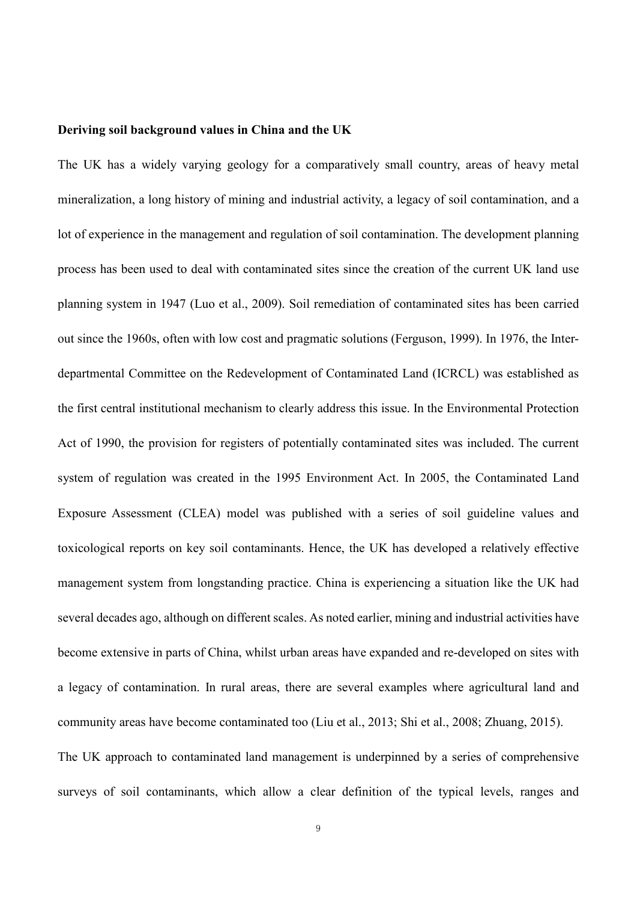**Deriving soil background values in China and the UK**

The UK has a widely varying geology for a comparatively small country, areas of heavy metal mineralization, a long history of mining and industrial activity, a legacy of soil contamination, and a lot of experience in the management and regulation of soil contamination. The development planning process has been used to deal with contaminated sites since the creation of the current UK land use planning system in 1947 (Luo et al., 2009). Soil remediation of contaminated sites has been carried out since the 1960s, often with low cost and pragmatic solutions (Ferguson, 1999). In 1976, the Inter-departmental Committee on the Redevelopment of Contaminated Land (ICRCL) was established as the first central institutional mechanism to clearly address this issue. In the Environmental Protection Act of 1990, the provision for registers of potentially contaminated sites was included. The current system of regulation was created in the 1995 Environment Act. In 2005, the Contaminated Land Exposure Assessment (CLEA) model was published with a series of soil guideline values and toxicological reports on key soil contaminants. Hence, the UK has developed a relatively effective management system from longstanding practice. China is experiencing a situation like the UK had several decades ago, although on different scales. As noted earlier, mining and industrial activities have become extensive in parts of China, whilst urban areas have expanded and re-developed on sites with a legacy of contamination. In rural areas, there are several examples where agricultural land and community areas have become contaminated too (Liu et al., 2013; Shi et al., 2008; Zhuang, 2015).

The UK approach to contaminated land management is underpinned by a series of comprehensive surveys of soil contaminants, which allow a clear definition of the typical levels, ranges and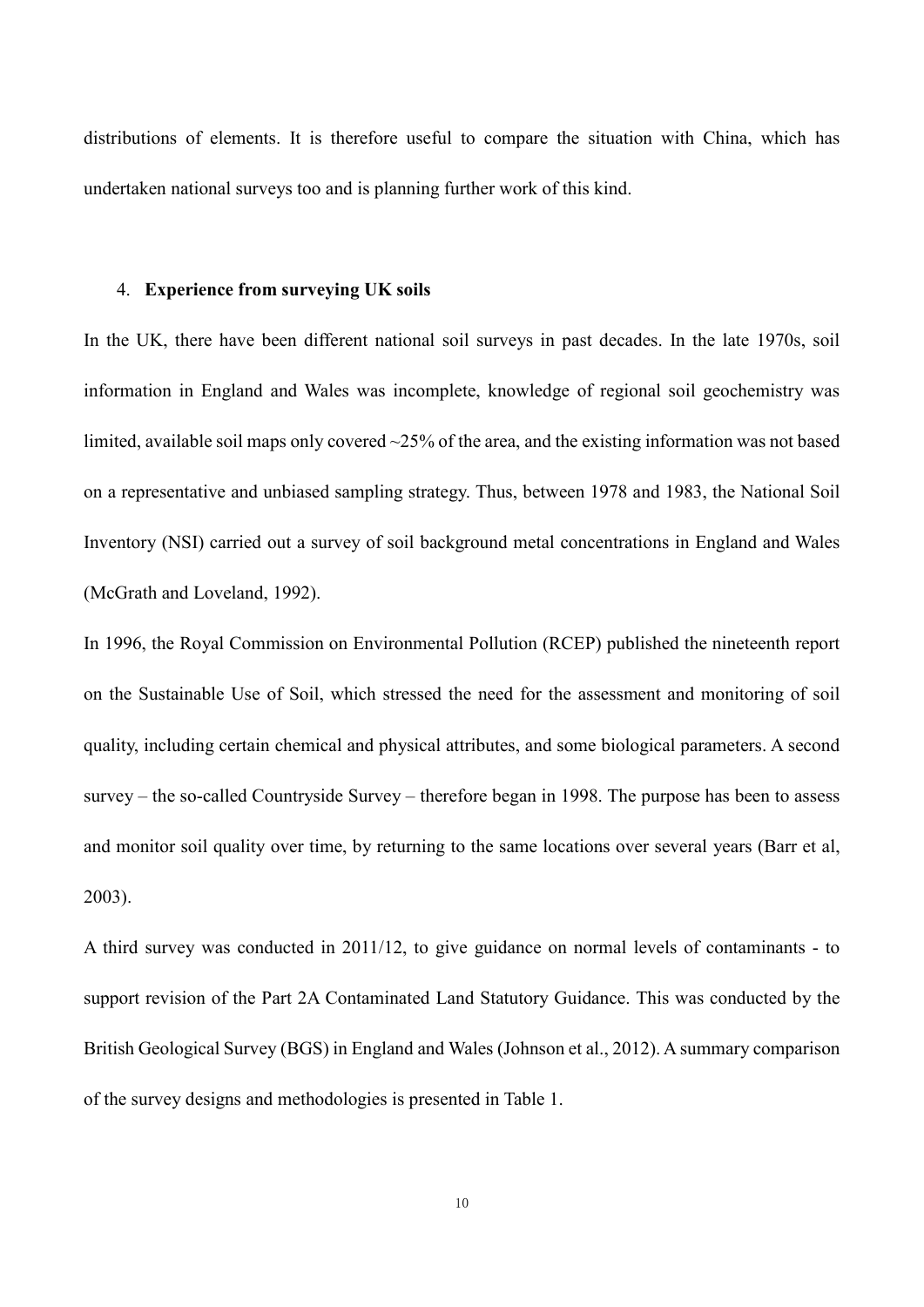distributions of elements. It is therefore useful to compare the situation with China, which has undertaken national surveys too and is planning further work of this kind.

## 4. **Experience from surveying UK soils**

In the UK, there have been different national soil surveys in past decades. In the late 1970s, soil information in England and Wales was incomplete, knowledge of regional soil geochemistry was limited, available soil maps only covered ~25% of the area, and the existing information was not based on a representative and unbiased sampling strategy. Thus, between 1978 and 1983, the National Soil Inventory (NSI) carried out a survey of soil background metal concentrations in England and Wales (McGrath and Loveland, 1992).

In 1996, the Royal Commission on Environmental Pollution (RCEP) published the nineteenth report on the Sustainable Use of Soil, which stressed the need for the assessment and monitoring of soil quality, including certain chemical and physical attributes, and some biological parameters. A second survey – the so-called Countryside Survey – therefore began in 1998. The purpose has been to assess and monitor soil quality over time, by returning to the same locations over several years (Barr et al, 2003).

A third survey was conducted in 2011/12, to give guidance on normal levels of contaminants - to support revision of the Part 2A Contaminated Land Statutory Guidance. This was conducted by the British Geological Survey (BGS) in England and Wales (Johnson et al., 2012). A summary comparison of the survey designs and methodologies is presented in Table 1.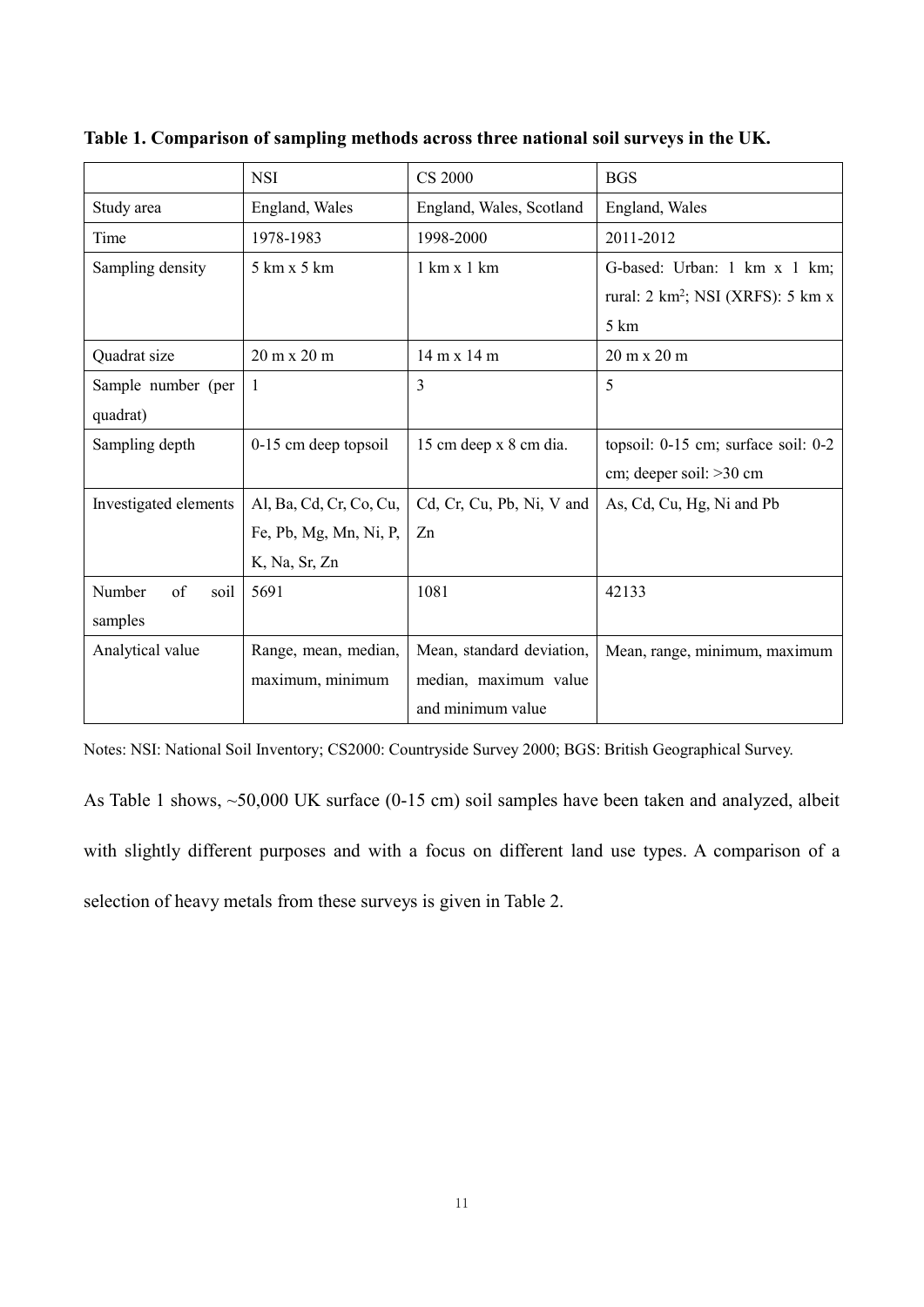**Table 1. Comparison of sampling methods across three national soil surveys in the UK.**

| | NSI | CS 2000 | BGS |
|---|---|---|---|
| Study area | England, Wales | England, Wales, Scotland | England, Wales |
| Time | 1978-1983 | 1998-2000 | 2011-2012 |
| Sampling density | 5 km x 5 km | 1 km x 1 km | G-based: Urban: 1 km x 1 km; rural: 2 km$^2$; NSI (XRFS): 5 km x 5 km |
| Quadrat size | 20 m x 20 m | 14 m x 14 m | 20 m x 20 m |
| Sample number (per quadrat) | 1 | 3 | 5 |
| Sampling depth | 0-15 cm deep topsoil | 15 cm deep x 8 cm dia. | topsoil: 0-15 cm; surface soil: 0-2 cm; deeper soil: >30 cm |
| Investigated elements | Al, Ba, Cd, Cr, Co, Cu, Fe, Pb, Mg, Mn, Ni, P, K, Na, Sr, Zn | Cd, Cr, Cu, Pb, Ni, V and Zn | As, Cd, Cu, Hg, Ni and Pb |
| Number of soil samples | 5691 | 1081 | 42133 |
| Analytical value | Range, mean, median, maximum, minimum | Mean, standard deviation, median, maximum value and minimum value | Mean, range, minimum, maximum |

Notes: NSI: National Soil Inventory; CS2000: Countryside Survey 2000; BGS: British Geographical Survey.

As Table 1 shows, ~50,000 UK surface (0-15 cm) soil samples have been taken and analyzed, albeit with slightly different purposes and with a focus on different land use types. A comparison of a selection of heavy metals from these surveys is given in Table 2.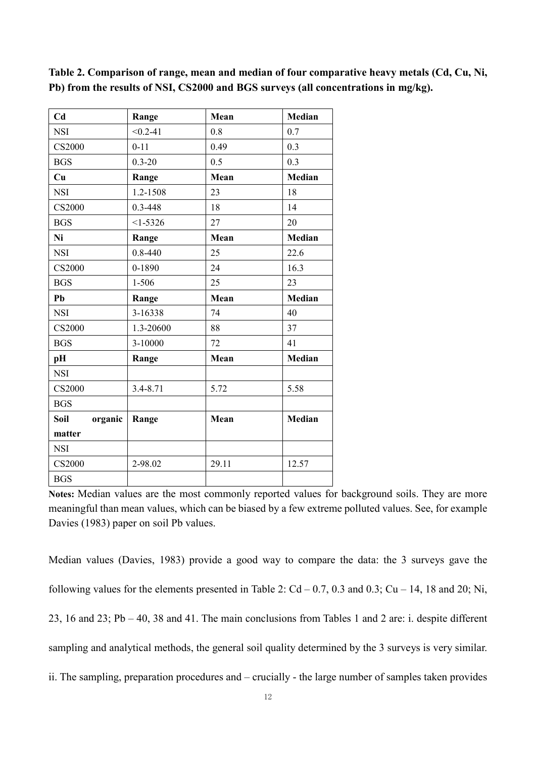**Table 2. Comparison of range, mean and median of four comparative heavy metals (Cd, Cu, Ni, Pb) from the results of NSI, CS2000 and BGS surveys (all concentrations in mg/kg).**

| **Cd** | **Range** | **Mean** | **Median** |
|---|---|---|---|
| NSI | <0.2-41 | 0.8 | 0.7 |
| CS2000 | 0-11 | 0.49 | 0.3 |
| BGS | 0.3-20 | 0.5 | 0.3 |
| **Cu** | **Range** | **Mean** | **Median** |
| NSI | 1.2-1508 | 23 | 18 |
| CS2000 | 0.3-448 | 18 | 14 |
| BGS | <1-5326 | 27 | 20 |
| **Ni** | **Range** | **Mean** | **Median** |
| NSI | 0.8-440 | 25 | 22.6 |
| CS2000 | 0-1890 | 24 | 16.3 |
| BGS | 1-506 | 25 | 23 |
| **Pb** | **Range** | **Mean** | **Median** |
| NSI | 3-16338 | 74 | 40 |
| CS2000 | 1.3-20600 | 88 | 37 |
| BGS | 3-10000 | 72 | 41 |
| **pH** | **Range** | **Mean** | **Median** |
| NSI | | | |
| CS2000 | 3.4-8.71 | 5.72 | 5.58 |
| BGS | | | |
| **Soil organic matter** | **Range** | **Mean** | **Median** |
| NSI | | | |
| CS2000 | 2-98.02 | 29.11 | 12.57 |
| BGS | | | |

**Notes:** Median values are the most commonly reported values for background soils. They are more meaningful than mean values, which can be biased by a few extreme polluted values. See, for example Davies (1983) paper on soil Pb values.

Median values (Davies, 1983) provide a good way to compare the data: the 3 surveys gave the following values for the elements presented in Table 2: Cd – 0.7, 0.3 and 0.3; Cu – 14, 18 and 20; Ni, 23, 16 and 23; Pb – 40, 38 and 41. The main conclusions from Tables 1 and 2 are: i. despite different sampling and analytical methods, the general soil quality determined by the 3 surveys is very similar. ii. The sampling, preparation procedures and – crucially - the large number of samples taken provides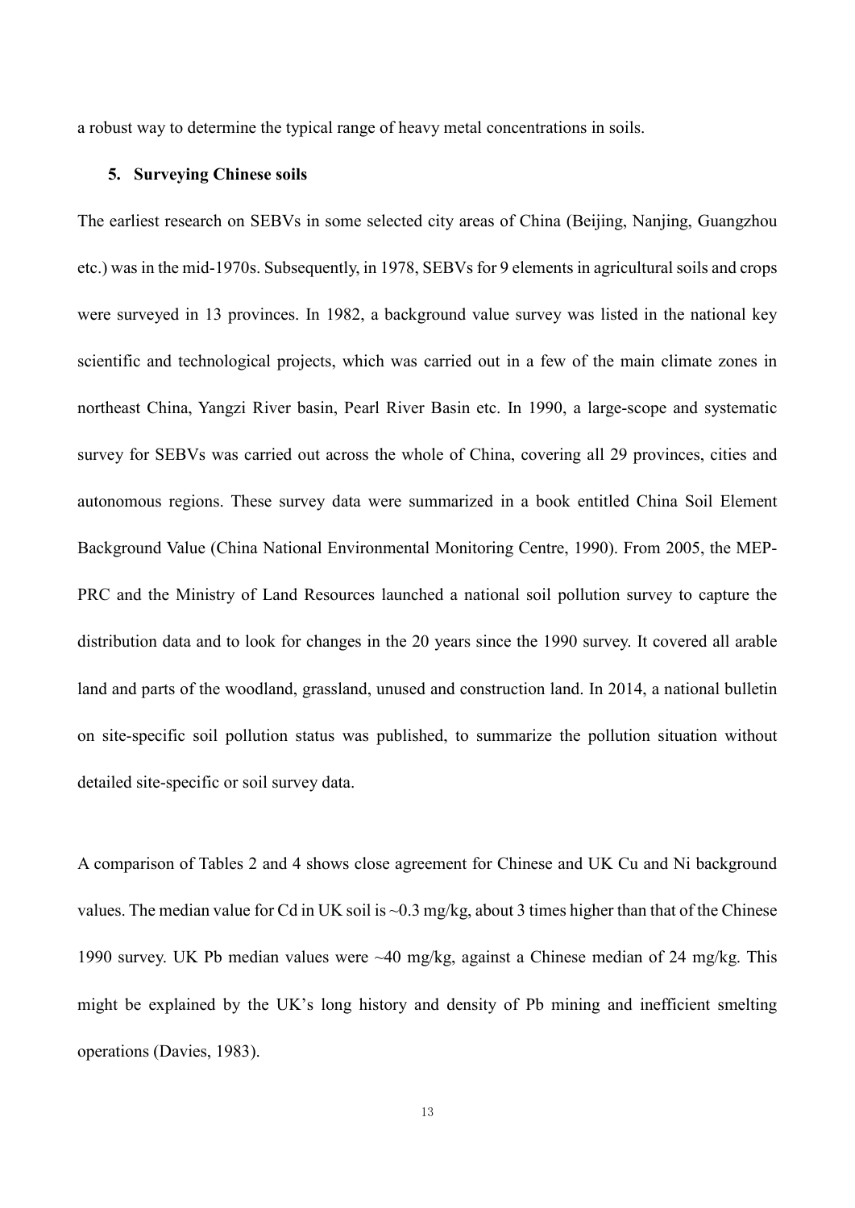a robust way to determine the typical range of heavy metal concentrations in soils.

## 5. Surveying Chinese soils

The earliest research on SEBVs in some selected city areas of China (Beijing, Nanjing, Guangzhou etc.) was in the mid-1970s. Subsequently, in 1978, SEBVs for 9 elements in agricultural soils and crops were surveyed in 13 provinces. In 1982, a background value survey was listed in the national key scientific and technological projects, which was carried out in a few of the main climate zones in northeast China, Yangzi River basin, Pearl River Basin etc. In 1990, a large-scope and systematic survey for SEBVs was carried out across the whole of China, covering all 29 provinces, cities and autonomous regions. These survey data were summarized in a book entitled China Soil Element Background Value (China National Environmental Monitoring Centre, 1990). From 2005, the MEP-PRC and the Ministry of Land Resources launched a national soil pollution survey to capture the distribution data and to look for changes in the 20 years since the 1990 survey. It covered all arable land and parts of the woodland, grassland, unused and construction land. In 2014, a national bulletin on site-specific soil pollution status was published, to summarize the pollution situation without detailed site-specific or soil survey data.

A comparison of Tables 2 and 4 shows close agreement for Chinese and UK Cu and Ni background values. The median value for Cd in UK soil is ~0.3 mg/kg, about 3 times higher than that of the Chinese 1990 survey. UK Pb median values were ~40 mg/kg, against a Chinese median of 24 mg/kg. This might be explained by the UK's long history and density of Pb mining and inefficient smelting operations (Davies, 1983).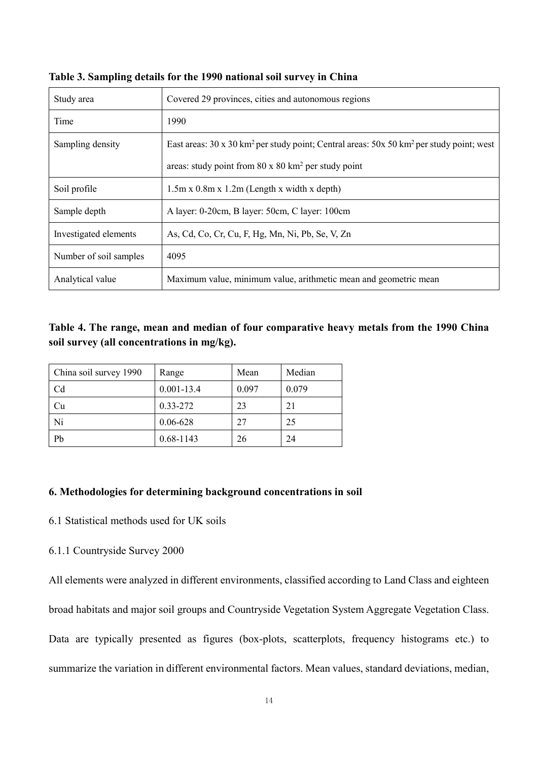**Table 3. Sampling details for the 1990 national soil survey in China**

| Study area | Covered 29 provinces, cities and autonomous regions |
|---|---|
| Time | 1990 |
| Sampling density | East areas: 30 x 30 $km^2$ per study point; Central areas: 50x 50 $km^2$ per study point; west areas: study point from 80 x 80 $km^2$ per study point |
| Soil profile | 1.5m x 0.8m x 1.2m (Length x width x depth) |
| Sample depth | A layer: 0-20cm, B layer: 50cm, C layer: 100cm |
| Investigated elements | As, Cd, Co, Cr, Cu, F, Hg, Mn, Ni, Pb, Se, V, Zn |
| Number of soil samples | 4095 |
| Analytical value | Maximum value, minimum value, arithmetic mean and geometric mean |

**Table 4. The range, mean and median of four comparative heavy metals from the 1990 China soil survey (all concentrations in mg/kg).**

| China soil survey 1990 | Range | Mean | Median |
|---|---|---|---|
| Cd | 0.001-13.4 | 0.097 | 0.079 |
| Cu | 0.33-272 | 23 | 21 |
| Ni | 0.06-628 | 27 | 25 |
| Pb | 0.68-1143 | 26 | 24 |

### 6. Methodologies for determining background concentrations in soil

6.1 Statistical methods used for UK soils

6.1.1 Countryside Survey 2000

All elements were analyzed in different environments, classified according to Land Class and eighteen broad habitats and major soil groups and Countryside Vegetation System Aggregate Vegetation Class. Data are typically presented as figures (box-plots, scatterplots, frequency histograms etc.) to summarize the variation in different environmental factors. Mean values, standard deviations, median,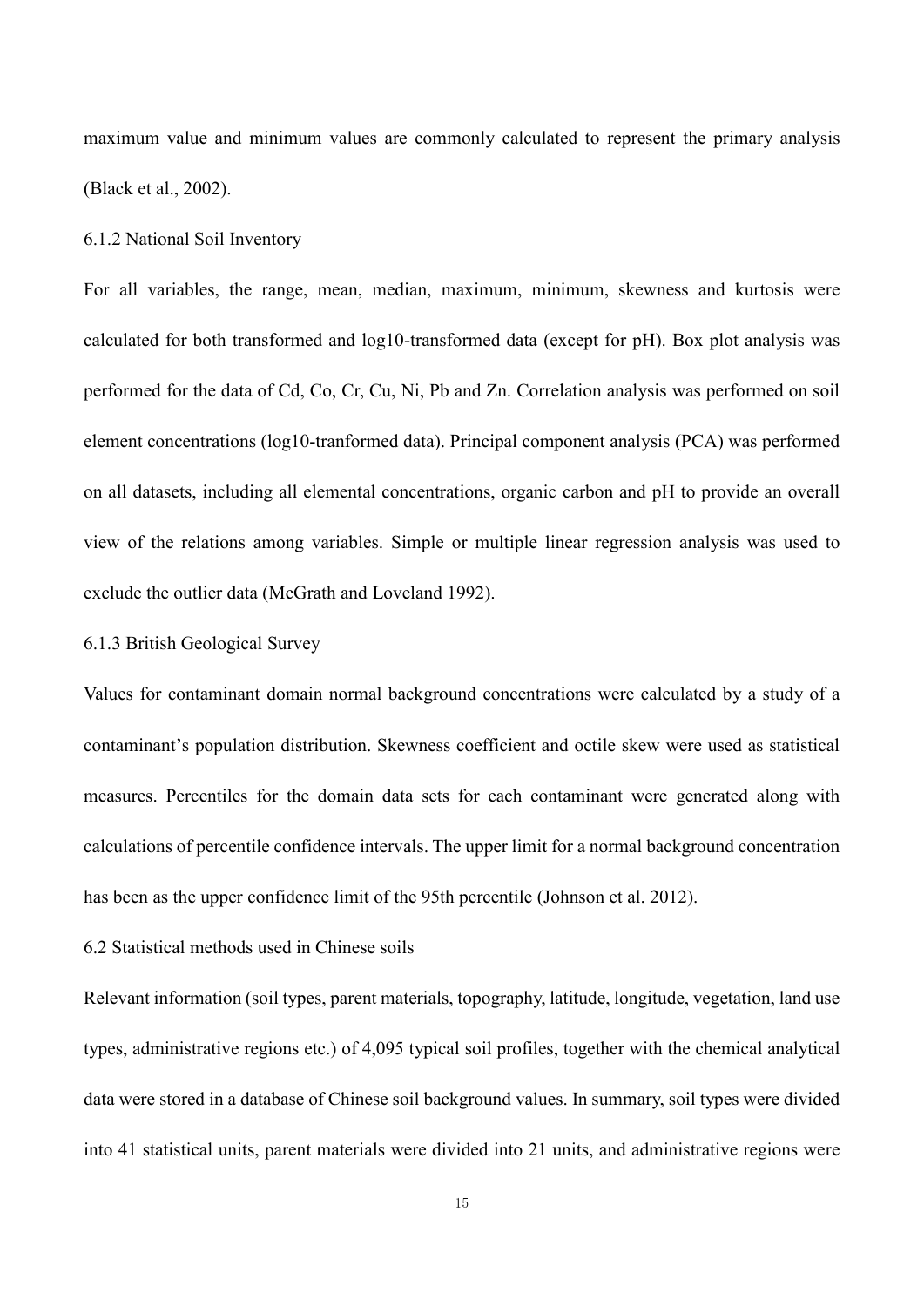maximum value and minimum values are commonly calculated to represent the primary analysis (Black et al., 2002).

### 6.1.2 National Soil Inventory

For all variables, the range, mean, median, maximum, minimum, skewness and kurtosis were calculated for both transformed and log10-transformed data (except for pH). Box plot analysis was performed for the data of Cd, Co, Cr, Cu, Ni, Pb and Zn. Correlation analysis was performed on soil element concentrations (log10-tranformed data). Principal component analysis (PCA) was performed on all datasets, including all elemental concentrations, organic carbon and pH to provide an overall view of the relations among variables. Simple or multiple linear regression analysis was used to exclude the outlier data (McGrath and Loveland 1992).

### 6.1.3 British Geological Survey

Values for contaminant domain normal background concentrations were calculated by a study of a contaminant's population distribution. Skewness coefficient and octile skew were used as statistical measures. Percentiles for the domain data sets for each contaminant were generated along with calculations of percentile confidence intervals. The upper limit for a normal background concentration has been as the upper confidence limit of the 95th percentile (Johnson et al. 2012).

## 6.2 Statistical methods used in Chinese soils

Relevant information (soil types, parent materials, topography, latitude, longitude, vegetation, land use types, administrative regions etc.) of 4,095 typical soil profiles, together with the chemical analytical data were stored in a database of Chinese soil background values. In summary, soil types were divided into 41 statistical units, parent materials were divided into 21 units, and administrative regions were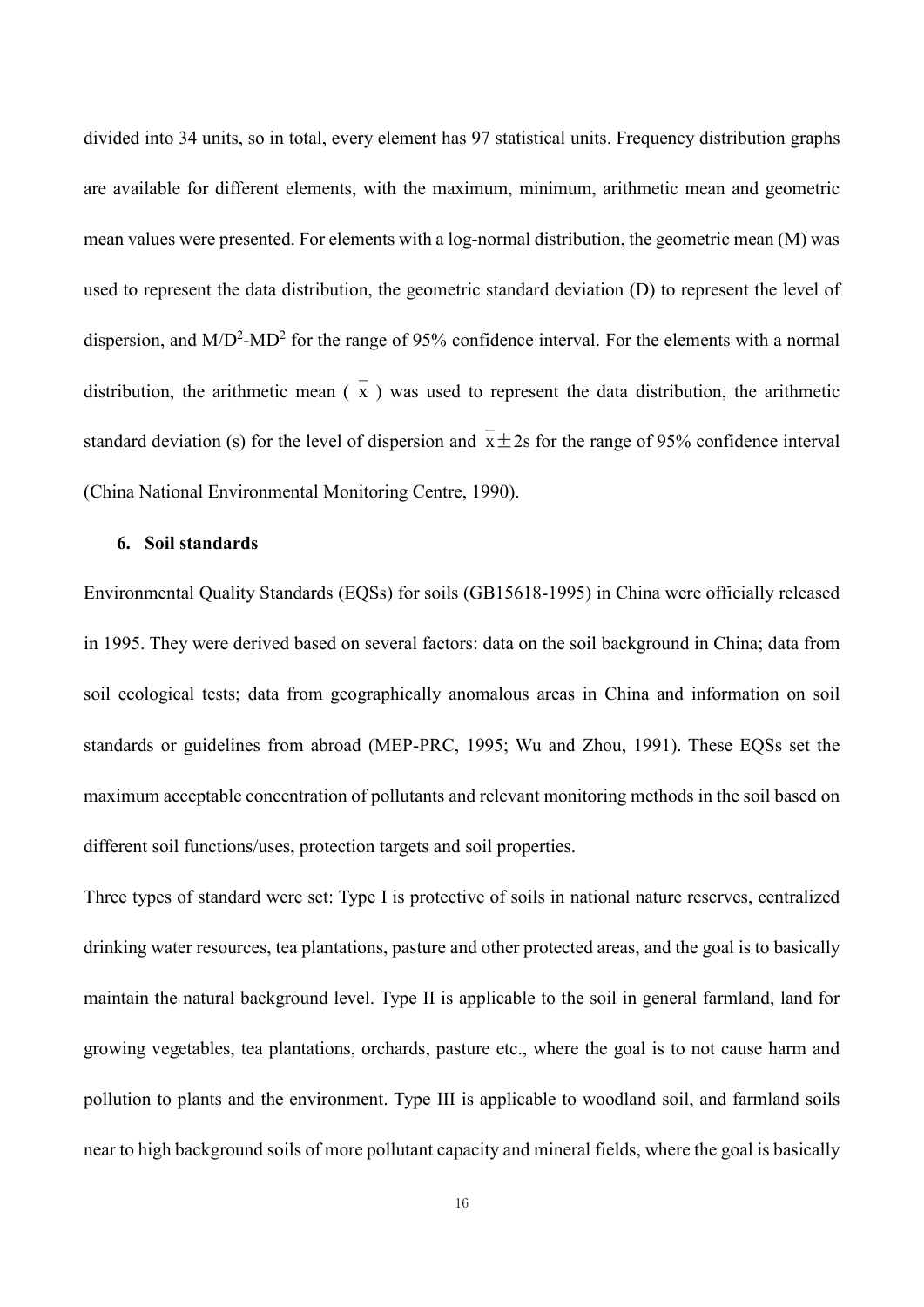divided into 34 units, so in total, every element has 97 statistical units. Frequency distribution graphs are available for different elements, with the maximum, minimum, arithmetic mean and geometric mean values were presented. For elements with a log-normal distribution, the geometric mean (M) was used to represent the data distribution, the geometric standard deviation (D) to represent the level of dispersion, and $M/D^2$-$MD^2$ for the range of 95% confidence interval. For the elements with a normal distribution, the arithmetic mean ( $\bar{x}$ ) was used to represent the data distribution, the arithmetic standard deviation (s) for the level of dispersion and $\bar{x} \pm 2s$ for the range of 95% confidence interval (China National Environmental Monitoring Centre, 1990).

## 6. Soil standards

Environmental Quality Standards (EQSs) for soils (GB15618-1995) in China were officially released in 1995. They were derived based on several factors: data on the soil background in China; data from soil ecological tests; data from geographically anomalous areas in China and information on soil standards or guidelines from abroad (MEP-PRC, 1995; Wu and Zhou, 1991). These EQSs set the maximum acceptable concentration of pollutants and relevant monitoring methods in the soil based on different soil functions/uses, protection targets and soil properties.

Three types of standard were set: Type I is protective of soils in national nature reserves, centralized drinking water resources, tea plantations, pasture and other protected areas, and the goal is to basically maintain the natural background level. Type II is applicable to the soil in general farmland, land for growing vegetables, tea plantations, orchards, pasture etc., where the goal is to not cause harm and pollution to plants and the environment. Type III is applicable to woodland soil, and farmland soils near to high background soils of more pollutant capacity and mineral fields, where the goal is basically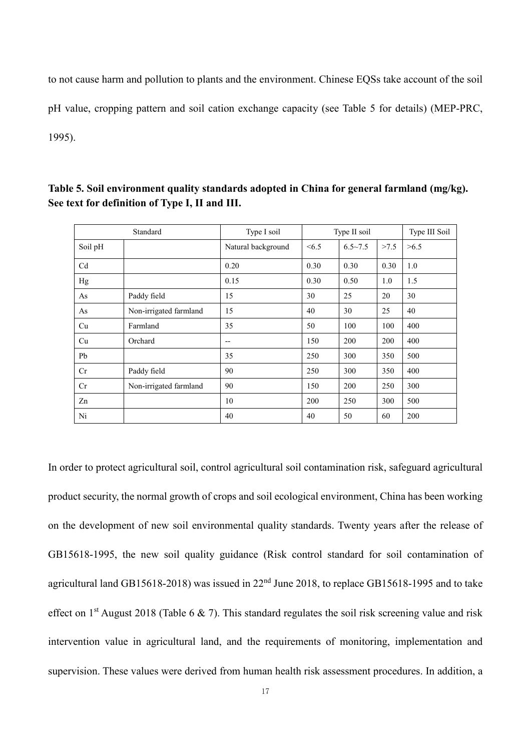to not cause harm and pollution to plants and the environment. Chinese EQSs take account of the soil pH value, cropping pattern and soil cation exchange capacity (see Table 5 for details) (MEP-PRC, 1995).

**Table 5. Soil environment quality standards adopted in China for general farmland (mg/kg). See text for definition of Type I, II and III.**

| Standard | | Type I soil | Type II soil | | | Type III Soil |
|---|---|---|---|---|---|---|
| Soil pH | | Natural background | <6.5 | 6.5~7.5 | >7.5 | >6.5 |
| Cd | | 0.20 | 0.30 | 0.30 | 0.30 | 1.0 |
| Hg | | 0.15 | 0.30 | 0.50 | 1.0 | 1.5 |
| As | Paddy field | 15 | 30 | 25 | 20 | 30 |
| As | Non-irrigated farmland | 15 | 40 | 30 | 25 | 40 |
| Cu | Farmland | 35 | 50 | 100 | 100 | 400 |
| Cu | Orchard | -- | 150 | 200 | 200 | 400 |
| Pb | | 35 | 250 | 300 | 350 | 500 |
| Cr | Paddy field | 90 | 250 | 300 | 350 | 400 |
| Cr | Non-irrigated farmland | 90 | 150 | 200 | 250 | 300 |
| Zn | | 10 | 200 | 250 | 300 | 500 |
| Ni | | 40 | 40 | 50 | 60 | 200 |

In order to protect agricultural soil, control agricultural soil contamination risk, safeguard agricultural product security, the normal growth of crops and soil ecological environment, China has been working on the development of new soil environmental quality standards. Twenty years after the release of GB15618-1995, the new soil quality guidance (Risk control standard for soil contamination of agricultural land GB15618-2018) was issued in 22nd June 2018, to replace GB15618-1995 and to take effect on 1st August 2018 (Table 6 & 7). This standard regulates the soil risk screening value and risk intervention value in agricultural land, and the requirements of monitoring, implementation and supervision. These values were derived from human health risk assessment procedures. In addition, a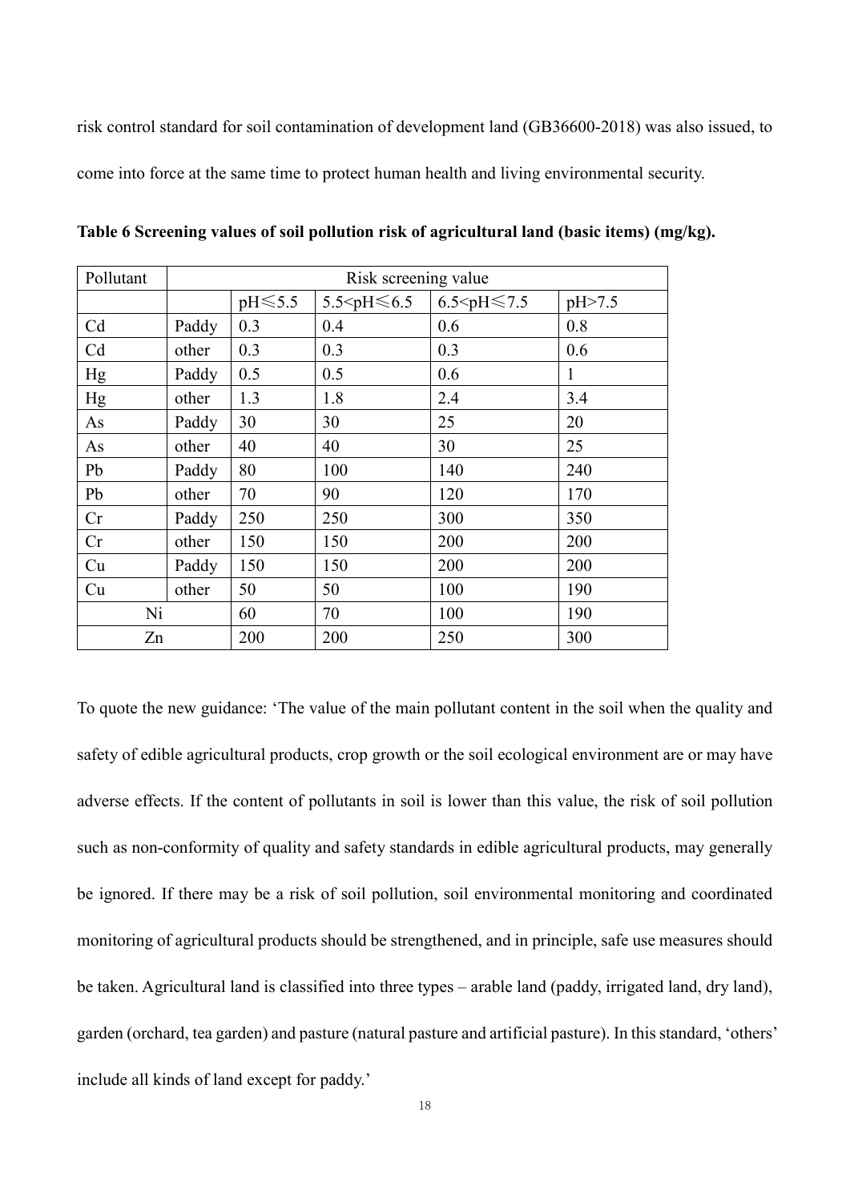risk control standard for soil contamination of development land (GB36600-2018) was also issued, to come into force at the same time to protect human health and living environmental security.

**Table 6 Screening values of soil pollution risk of agricultural land (basic items) (mg/kg).**

| Pollutant | Risk screening value | | | | |
|---|---|---|---|---|---|
| | | pH≤5.5 | 5.5<pH≤6.5 | 6.5<pH≤7.5 | pH>7.5 |
| Cd | Paddy | 0.3 | 0.4 | 0.6 | 0.8 |
| Cd | other | 0.3 | 0.3 | 0.3 | 0.6 |
| Hg | Paddy | 0.5 | 0.5 | 0.6 | 1 |
| Hg | other | 1.3 | 1.8 | 2.4 | 3.4 |
| As | Paddy | 30 | 30 | 25 | 20 |
| As | other | 40 | 40 | 30 | 25 |
| Pb | Paddy | 80 | 100 | 140 | 240 |
| Pb | other | 70 | 90 | 120 | 170 |
| Cr | Paddy | 250 | 250 | 300 | 350 |
| Cr | other | 150 | 150 | 200 | 200 |
| Cu | Paddy | 150 | 150 | 200 | 200 |
| Cu | other | 50 | 50 | 100 | 190 |
| Ni | | 60 | 70 | 100 | 190 |
| Zn | | 200 | 200 | 250 | 300 |

To quote the new guidance: 'The value of the main pollutant content in the soil when the quality and safety of edible agricultural products, crop growth or the soil ecological environment are or may have adverse effects. If the content of pollutants in soil is lower than this value, the risk of soil pollution such as non-conformity of quality and safety standards in edible agricultural products, may generally be ignored. If there may be a risk of soil pollution, soil environmental monitoring and coordinated monitoring of agricultural products should be strengthened, and in principle, safe use measures should be taken. Agricultural land is classified into three types – arable land (paddy, irrigated land, dry land), garden (orchard, tea garden) and pasture (natural pasture and artificial pasture). In this standard, 'others' include all kinds of land except for paddy.'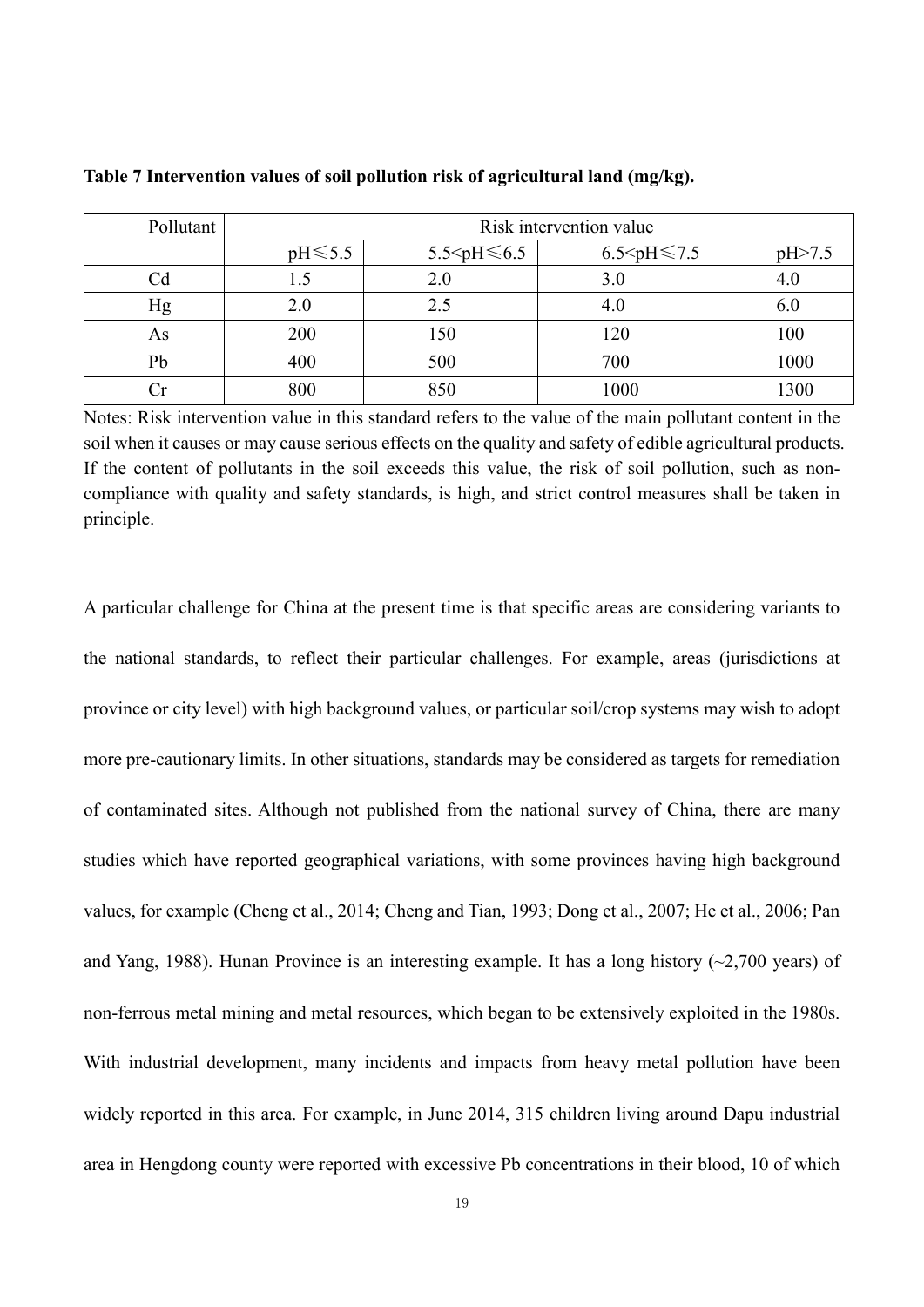**Table 7 Intervention values of soil pollution risk of agricultural land (mg/kg).**

| Pollutant | Risk intervention value | | | |
|---|---|---|---|---|
| | pH≤5.5 | 5.5<pH≤6.5 | 6.5<pH≤7.5 | pH>7.5 |
| Cd | 1.5 | 2.0 | 3.0 | 4.0 |
| Hg | 2.0 | 2.5 | 4.0 | 6.0 |
| As | 200 | 150 | 120 | 100 |
| Pb | 400 | 500 | 700 | 1000 |
| Cr | 800 | 850 | 1000 | 1300 |

Notes: Risk intervention value in this standard refers to the value of the main pollutant content in the soil when it causes or may cause serious effects on the quality and safety of edible agricultural products. If the content of pollutants in the soil exceeds this value, the risk of soil pollution, such as non-compliance with quality and safety standards, is high, and strict control measures shall be taken in principle.

A particular challenge for China at the present time is that specific areas are considering variants to the national standards, to reflect their particular challenges. For example, areas (jurisdictions at province or city level) with high background values, or particular soil/crop systems may wish to adopt more pre-cautionary limits. In other situations, standards may be considered as targets for remediation of contaminated sites. Although not published from the national survey of China, there are many studies which have reported geographical variations, with some provinces having high background values, for example (Cheng et al., 2014; Cheng and Tian, 1993; Dong et al., 2007; He et al., 2006; Pan and Yang, 1988). Hunan Province is an interesting example. It has a long history (~2,700 years) of non-ferrous metal mining and metal resources, which began to be extensively exploited in the 1980s. With industrial development, many incidents and impacts from heavy metal pollution have been widely reported in this area. For example, in June 2014, 315 children living around Dapu industrial area in Hengdong county were reported with excessive Pb concentrations in their blood, 10 of which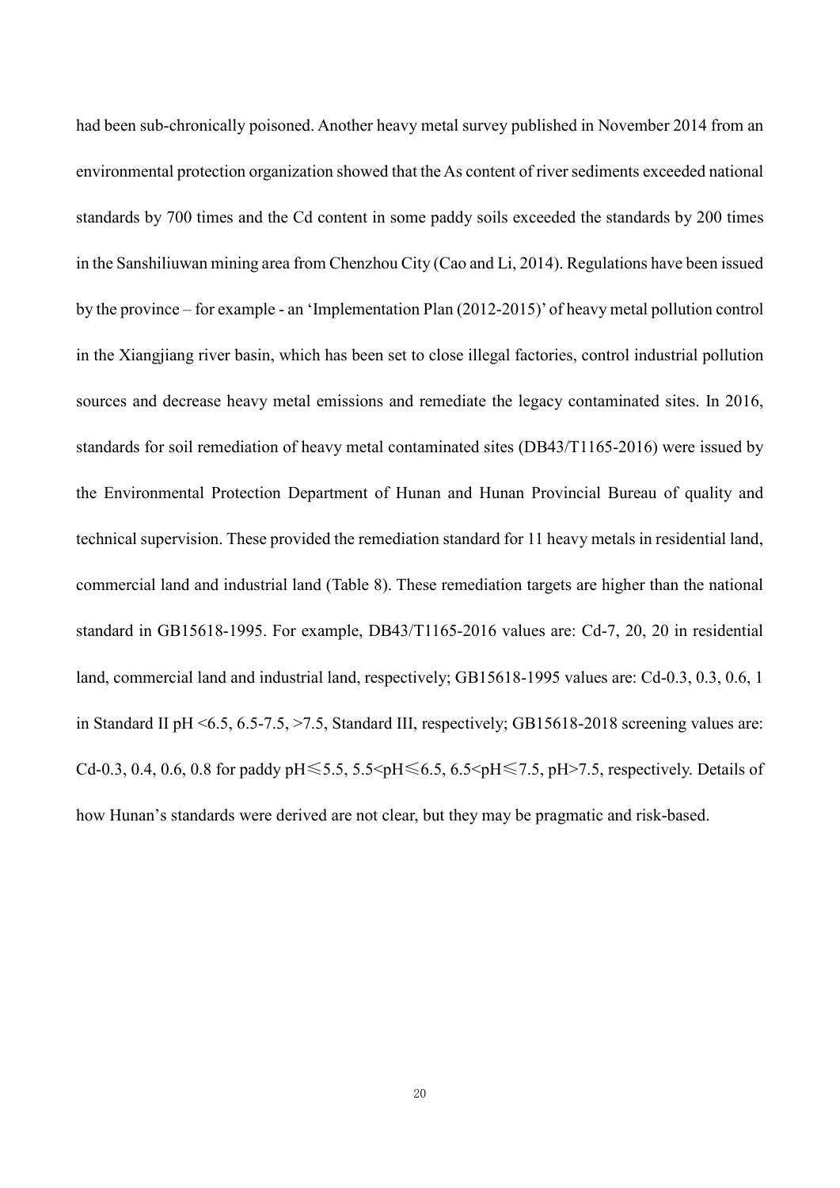had been sub-chronically poisoned. Another heavy metal survey published in November 2014 from an environmental protection organization showed that the As content of river sediments exceeded national standards by 700 times and the Cd content in some paddy soils exceeded the standards by 200 times in the Sanshiliuwan mining area from Chenzhou City (Cao and Li, 2014). Regulations have been issued by the province – for example - an 'Implementation Plan (2012-2015)' of heavy metal pollution control in the Xiangjiang river basin, which has been set to close illegal factories, control industrial pollution sources and decrease heavy metal emissions and remediate the legacy contaminated sites. In 2016, standards for soil remediation of heavy metal contaminated sites (DB43/T1165-2016) were issued by the Environmental Protection Department of Hunan and Hunan Provincial Bureau of quality and technical supervision. These provided the remediation standard for 11 heavy metals in residential land, commercial land and industrial land (Table 8). These remediation targets are higher than the national standard in GB15618-1995. For example, DB43/T1165-2016 values are: Cd-7, 20, 20 in residential land, commercial land and industrial land, respectively; GB15618-1995 values are: Cd-0.3, 0.3, 0.6, 1 in Standard II pH <6.5, 6.5-7.5, >7.5, Standard III, respectively; GB15618-2018 screening values are: Cd-0.3, 0.4, 0.6, 0.8 for paddy pH≤5.5, 5.5<pH≤6.5, 6.5<pH≤7.5, pH>7.5, respectively. Details of how Hunan's standards were derived are not clear, but they may be pragmatic and risk-based.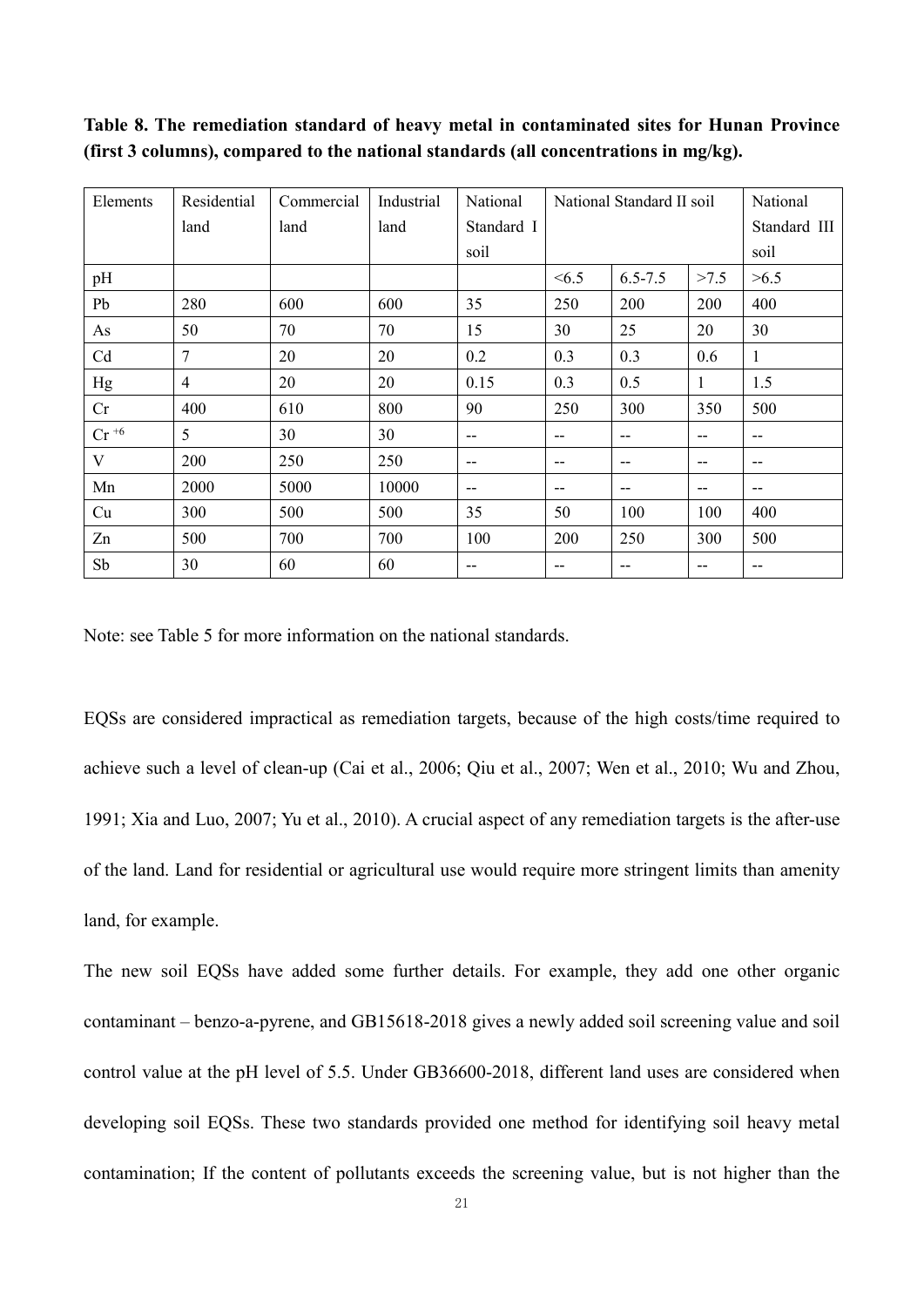**Table 8. The remediation standard of heavy metal in contaminated sites for Hunan Province (first 3 columns), compared to the national standards (all concentrations in mg/kg).**

| Elements | Residential land | Commercial land | Industrial land | National Standard I soil | National Standard II soil | | | National Standard III soil |
|---|---|---|---|---|---|---|---|---|
| pH | | | | | <6.5 | 6.5-7.5 | >7.5 | >6.5 |
| Pb | 280 | 600 | 600 | 35 | 250 | 200 | 200 | 400 |
| As | 50 | 70 | 70 | 15 | 30 | 25 | 20 | 30 |
| Cd | 7 | 20 | 20 | 0.2 | 0.3 | 0.3 | 0.6 | 1 |
| Hg | 4 | 20 | 20 | 0.15 | 0.3 | 0.5 | 1 | 1.5 |
| Cr | 400 | 610 | 800 | 90 | 250 | 300 | 350 | 500 |
| $Cr^{+6}$ | 5 | 30 | 30 | -- | -- | -- | -- | -- |
| V | 200 | 250 | 250 | -- | -- | -- | -- | -- |
| Mn | 2000 | 5000 | 10000 | -- | -- | -- | -- | -- |
| Cu | 300 | 500 | 500 | 35 | 50 | 100 | 100 | 400 |
| Zn | 500 | 700 | 700 | 100 | 200 | 250 | 300 | 500 |
| Sb | 30 | 60 | 60 | -- | -- | -- | -- | -- |

Note: see Table 5 for more information on the national standards.

EQSs are considered impractical as remediation targets, because of the high costs/time required to achieve such a level of clean-up (Cai et al., 2006; Qiu et al., 2007; Wen et al., 2010; Wu and Zhou, 1991; Xia and Luo, 2007; Yu et al., 2010). A crucial aspect of any remediation targets is the after-use of the land. Land for residential or agricultural use would require more stringent limits than amenity land, for example.

The new soil EQSs have added some further details. For example, they add one other organic contaminant – benzo-a-pyrene, and GB15618-2018 gives a newly added soil screening value and soil control value at the pH level of 5.5. Under GB36600-2018, different land uses are considered when developing soil EQSs. These two standards provided one method for identifying soil heavy metal contamination; If the content of pollutants exceeds the screening value, but is not higher than the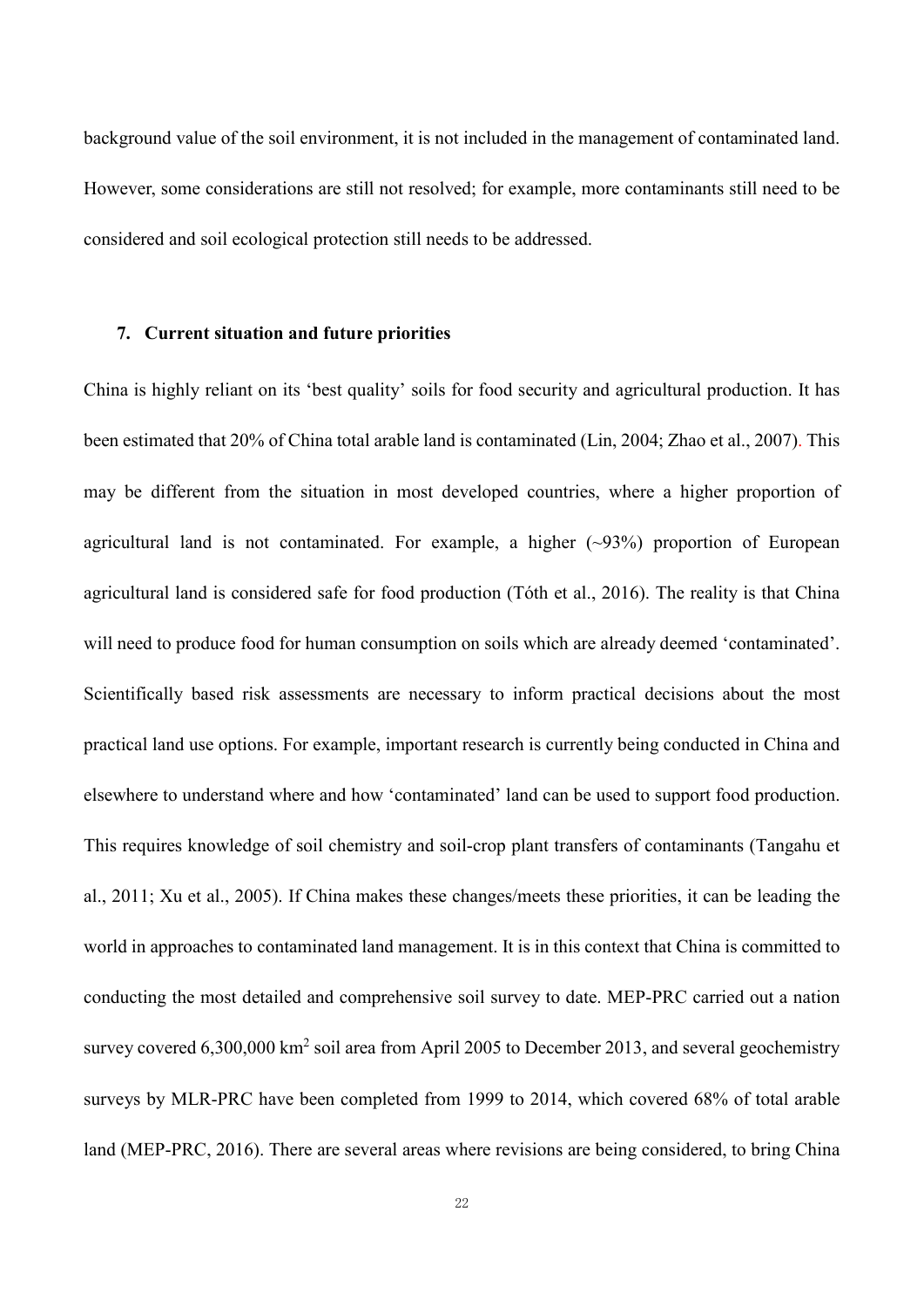background value of the soil environment, it is not included in the management of contaminated land. However, some considerations are still not resolved; for example, more contaminants still need to be considered and soil ecological protection still needs to be addressed.

## 7. Current situation and future priorities

China is highly reliant on its 'best quality' soils for food security and agricultural production. It has been estimated that 20% of China total arable land is contaminated (Lin, 2004; Zhao et al., 2007). This may be different from the situation in most developed countries, where a higher proportion of agricultural land is not contaminated. For example, a higher (~93%) proportion of European agricultural land is considered safe for food production (Tóth et al., 2016). The reality is that China will need to produce food for human consumption on soils which are already deemed 'contaminated'. Scientifically based risk assessments are necessary to inform practical decisions about the most practical land use options. For example, important research is currently being conducted in China and elsewhere to understand where and how 'contaminated' land can be used to support food production. This requires knowledge of soil chemistry and soil-crop plant transfers of contaminants (Tangahu et al., 2011; Xu et al., 2005). If China makes these changes/meets these priorities, it can be leading the world in approaches to contaminated land management. It is in this context that China is committed to conducting the most detailed and comprehensive soil survey to date. MEP-PRC carried out a nation survey covered 6,300,000 $km^2$ soil area from April 2005 to December 2013, and several geochemistry surveys by MLR-PRC have been completed from 1999 to 2014, which covered 68% of total arable land (MEP-PRC, 2016). There are several areas where revisions are being considered, to bring China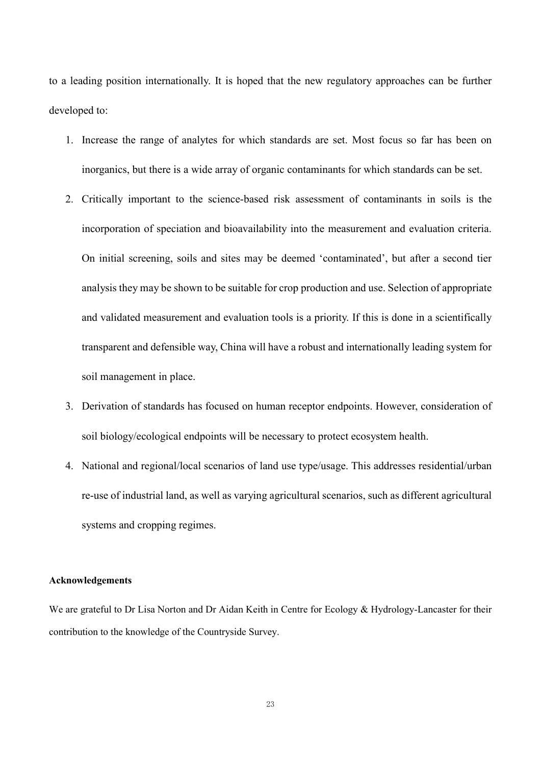to a leading position internationally. It is hoped that the new regulatory approaches can be further developed to:

1. Increase the range of analytes for which standards are set. Most focus so far has been on inorganics, but there is a wide array of organic contaminants for which standards can be set.
2. Critically important to the science-based risk assessment of contaminants in soils is the incorporation of speciation and bioavailability into the measurement and evaluation criteria. On initial screening, soils and sites may be deemed 'contaminated', but after a second tier analysis they may be shown to be suitable for crop production and use. Selection of appropriate and validated measurement and evaluation tools is a priority. If this is done in a scientifically transparent and defensible way, China will have a robust and internationally leading system for soil management in place.
3. Derivation of standards has focused on human receptor endpoints. However, consideration of soil biology/ecological endpoints will be necessary to protect ecosystem health.
4. National and regional/local scenarios of land use type/usage. This addresses residential/urban re-use of industrial land, as well as varying agricultural scenarios, such as different agricultural systems and cropping regimes.

**Acknowledgements**

We are grateful to Dr Lisa Norton and Dr Aidan Keith in Centre for Ecology & Hydrology-Lancaster for their contribution to the knowledge of the Countryside Survey.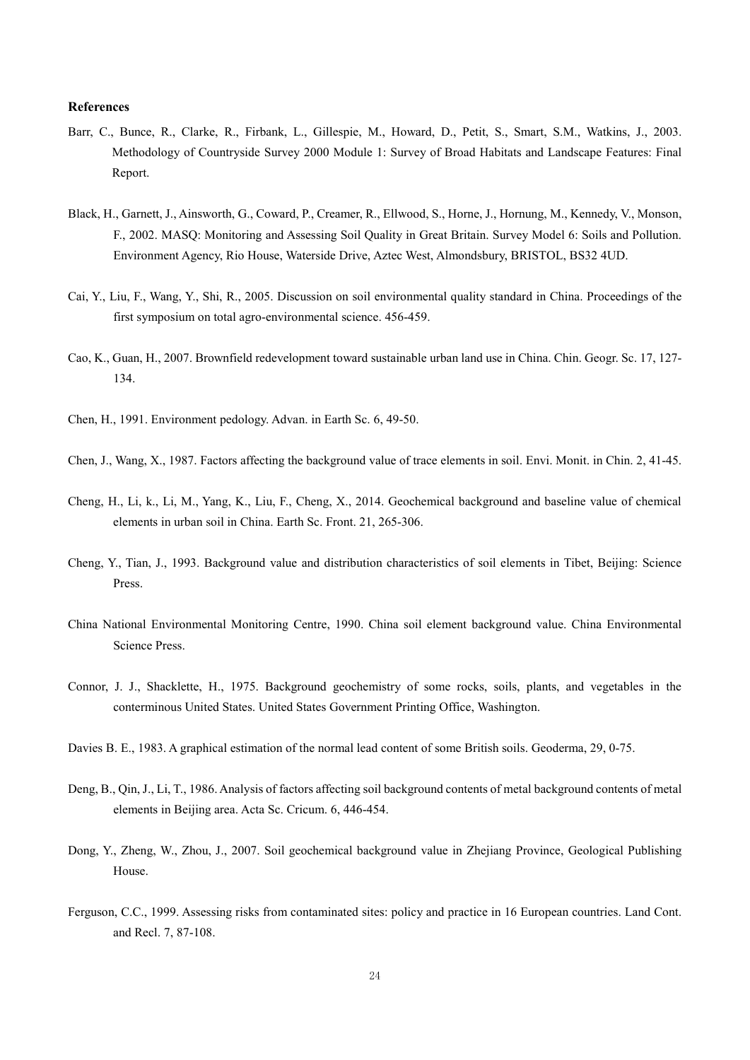**References**

Barr, C., Bunce, R., Clarke, R., Firbank, L., Gillespie, M., Howard, D., Petit, S., Smart, S.M., Watkins, J., 2003. Methodology of Countryside Survey 2000 Module 1: Survey of Broad Habitats and Landscape Features: Final Report.

Black, H., Garnett, J., Ainsworth, G., Coward, P., Creamer, R., Ellwood, S., Horne, J., Hornung, M., Kennedy, V., Monson, F., 2002. MASQ: Monitoring and Assessing Soil Quality in Great Britain. Survey Model 6: Soils and Pollution. Environment Agency, Rio House, Waterside Drive, Aztec West, Almondsbury, BRISTOL, BS32 4UD.

Cai, Y., Liu, F., Wang, Y., Shi, R., 2005. Discussion on soil environmental quality standard in China. Proceedings of the first symposium on total agro-environmental science. 456-459.

Cao, K., Guan, H., 2007. Brownfield redevelopment toward sustainable urban land use in China. Chin. Geogr. Sc. 17, 127-134.

Chen, H., 1991. Environment pedology. Advan. in Earth Sc. 6, 49-50.

Chen, J., Wang, X., 1987. Factors affecting the background value of trace elements in soil. Envi. Monit. in Chin. 2, 41-45.

Cheng, H., Li, k., Li, M., Yang, K., Liu, F., Cheng, X., 2014. Geochemical background and baseline value of chemical elements in urban soil in China. Earth Sc. Front. 21, 265-306.

Cheng, Y., Tian, J., 1993. Background value and distribution characteristics of soil elements in Tibet, Beijing: Science Press.

China National Environmental Monitoring Centre, 1990. China soil element background value. China Environmental Science Press.

Connor, J. J., Shacklette, H., 1975. Background geochemistry of some rocks, soils, plants, and vegetables in the conterminous United States. United States Government Printing Office, Washington.

Davies B. E., 1983. A graphical estimation of the normal lead content of some British soils. Geoderma, 29, 0-75.

Deng, B., Qin, J., Li, T., 1986. Analysis of factors affecting soil background contents of metal background contents of metal elements in Beijing area. Acta Sc. Cricum. 6, 446-454.

Dong, Y., Zheng, W., Zhou, J., 2007. Soil geochemical background value in Zhejiang Province, Geological Publishing House.

Ferguson, C.C., 1999. Assessing risks from contaminated sites: policy and practice in 16 European countries. Land Cont. and Recl. 7, 87-108.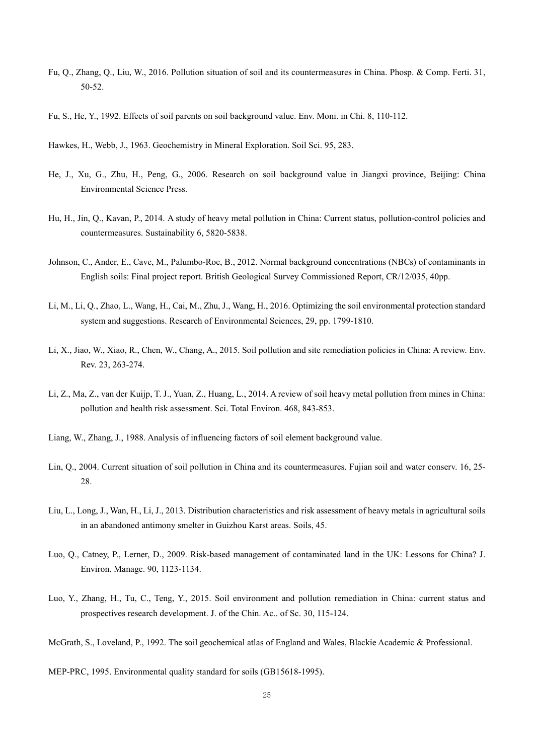Fu, Q., Zhang, Q., Liu, W., 2016. Pollution situation of soil and its countermeasures in China. Phosp. & Comp. Ferti. 31, 50-52.

Fu, S., He, Y., 1992. Effects of soil parents on soil background value. Env. Moni. in Chi. 8, 110-112.

Hawkes, H., Webb, J., 1963. Geochemistry in Mineral Exploration. Soil Sci. 95, 283.

He, J., Xu, G., Zhu, H., Peng, G., 2006. Research on soil background value in Jiangxi province, Beijing: China Environmental Science Press.

Hu, H., Jin, Q., Kavan, P., 2014. A study of heavy metal pollution in China: Current status, pollution-control policies and countermeasures. Sustainability 6, 5820-5838.

Johnson, C., Ander, E., Cave, M., Palumbo-Roe, B., 2012. Normal background concentrations (NBCs) of contaminants in English soils: Final project report. British Geological Survey Commissioned Report, CR/12/035, 40pp.

Li, M., Li, Q., Zhao, L., Wang, H., Cai, M., Zhu, J., Wang, H., 2016. Optimizing the soil environmental protection standard system and suggestions. Research of Environmental Sciences, 29, pp. 1799-1810.

Li, X., Jiao, W., Xiao, R., Chen, W., Chang, A., 2015. Soil pollution and site remediation policies in China: A review. Env. Rev. 23, 263-274.

Li, Z., Ma, Z., van der Kuijp, T. J., Yuan, Z., Huang, L., 2014. A review of soil heavy metal pollution from mines in China: pollution and health risk assessment. Sci. Total Environ. 468, 843-853.

Liang, W., Zhang, J., 1988. Analysis of influencing factors of soil element background value.

Lin, Q., 2004. Current situation of soil pollution in China and its countermeasures. Fujian soil and water conserv. 16, 25-28.

Liu, L., Long, J., Wan, H., Li, J., 2013. Distribution characteristics and risk assessment of heavy metals in agricultural soils in an abandoned antimony smelter in Guizhou Karst areas. Soils, 45.

Luo, Q., Catney, P., Lerner, D., 2009. Risk-based management of contaminated land in the UK: Lessons for China? J. Environ. Manage. 90, 1123-1134.

Luo, Y., Zhang, H., Tu, C., Teng, Y., 2015. Soil environment and pollution remediation in China: current status and prospectives research development. J. of the Chin. Ac.. of Sc. 30, 115-124.

McGrath, S., Loveland, P., 1992. The soil geochemical atlas of England and Wales, Blackie Academic & Professional.

MEP-PRC, 1995. Environmental quality standard for soils (GB15618-1995).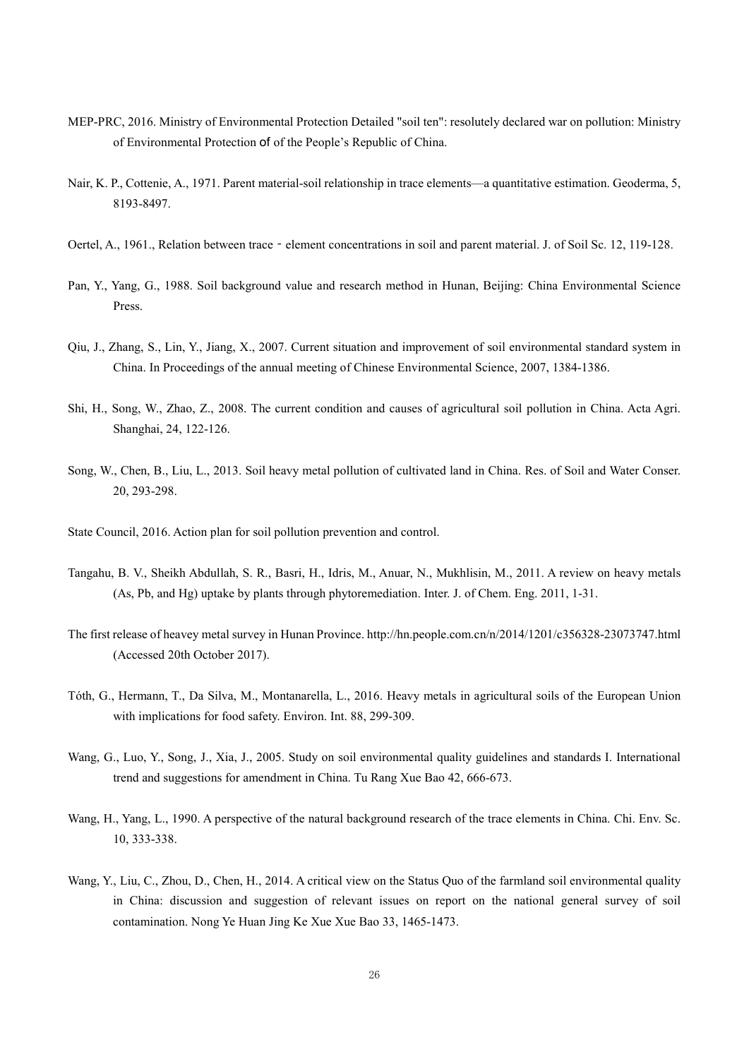MEP-PRC, 2016. Ministry of Environmental Protection Detailed "soil ten": resolutely declared war on pollution: Ministry of Environmental Protection of of the People's Republic of China.

Nair, K. P., Cottenie, A., 1971. Parent material-soil relationship in trace elements—a quantitative estimation. Geoderma, 5, 8193-8497.

Oertel, A., 1961., Relation between trace－element concentrations in soil and parent material. J. of Soil Sc. 12, 119-128.

Pan, Y., Yang, G., 1988. Soil background value and research method in Hunan, Beijing: China Environmental Science Press.

Qiu, J., Zhang, S., Lin, Y., Jiang, X., 2007. Current situation and improvement of soil environmental standard system in China. In Proceedings of the annual meeting of Chinese Environmental Science, 2007, 1384-1386.

Shi, H., Song, W., Zhao, Z., 2008. The current condition and causes of agricultural soil pollution in China. Acta Agri. Shanghai, 24, 122-126.

Song, W., Chen, B., Liu, L., 2013. Soil heavy metal pollution of cultivated land in China. Res. of Soil and Water Conser. 20, 293-298.

State Council, 2016. Action plan for soil pollution prevention and control.

Tangahu, B. V., Sheikh Abdullah, S. R., Basri, H., Idris, M., Anuar, N., Mukhlisin, M., 2011. A review on heavy metals (As, Pb, and Hg) uptake by plants through phytoremediation. Inter. J. of Chem. Eng. 2011, 1-31.

The first release of heavey metal survey in Hunan Province. http://hn.people.com.cn/n/2014/1201/c356328-23073747.html (Accessed 20th October 2017).

Tóth, G., Hermann, T., Da Silva, M., Montanarella, L., 2016. Heavy metals in agricultural soils of the European Union with implications for food safety. Environ. Int. 88, 299-309.

Wang, G., Luo, Y., Song, J., Xia, J., 2005. Study on soil environmental quality guidelines and standards I. International trend and suggestions for amendment in China. Tu Rang Xue Bao 42, 666-673.

Wang, H., Yang, L., 1990. A perspective of the natural background research of the trace elements in China. Chi. Env. Sc. 10, 333-338.

Wang, Y., Liu, C., Zhou, D., Chen, H., 2014. A critical view on the Status Quo of the farmland soil environmental quality in China: discussion and suggestion of relevant issues on report on the national general survey of soil contamination. Nong Ye Huan Jing Ke Xue Xue Bao 33, 1465-1473.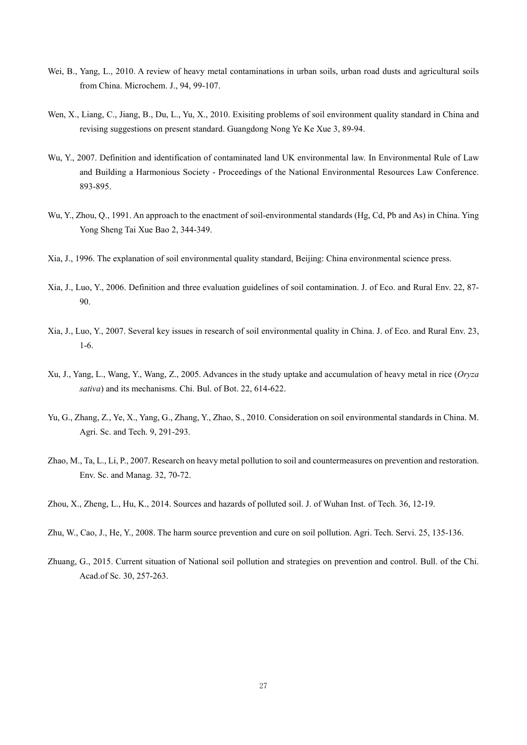Wei, B., Yang, L., 2010. A review of heavy metal contaminations in urban soils, urban road dusts and agricultural soils from China. Microchem. J., 94, 99-107.

Wen, X., Liang, C., Jiang, B., Du, L., Yu, X., 2010. Exisiting problems of soil environment quality standard in China and revising suggestions on present standard. Guangdong Nong Ye Ke Xue 3, 89-94.

Wu, Y., 2007. Definition and identification of contaminated land UK environmental law. In Environmental Rule of Law and Building a Harmonious Society - Proceedings of the National Environmental Resources Law Conference. 893-895.

Wu, Y., Zhou, Q., 1991. An approach to the enactment of soil-environmental standards (Hg, Cd, Pb and As) in China. Ying Yong Sheng Tai Xue Bao 2, 344-349.

Xia, J., 1996. The explanation of soil environmental quality standard, Beijing: China environmental science press.

Xia, J., Luo, Y., 2006. Definition and three evaluation guidelines of soil contamination. J. of Eco. and Rural Env. 22, 87-90.

Xia, J., Luo, Y., 2007. Several key issues in research of soil environmental quality in China. J. of Eco. and Rural Env. 23, 1-6.

Xu, J., Yang, L., Wang, Y., Wang, Z., 2005. Advances in the study uptake and accumulation of heavy metal in rice (*Oryza sativa*) and its mechanisms. Chi. Bul. of Bot. 22, 614-622.

Yu, G., Zhang, Z., Ye, X., Yang, G., Zhang, Y., Zhao, S., 2010. Consideration on soil environmental standards in China. M. Agri. Sc. and Tech. 9, 291-293.

Zhao, M., Ta, L., Li, P., 2007. Research on heavy metal pollution to soil and countermeasures on prevention and restoration. Env. Sc. and Manag. 32, 70-72.

Zhou, X., Zheng, L., Hu, K., 2014. Sources and hazards of polluted soil. J. of Wuhan Inst. of Tech. 36, 12-19.

Zhu, W., Cao, J., He, Y., 2008. The harm source prevention and cure on soil pollution. Agri. Tech. Servi. 25, 135-136.

Zhuang, G., 2015. Current situation of National soil pollution and strategies on prevention and control. Bull. of the Chi. Acad.of Sc. 30, 257-263.